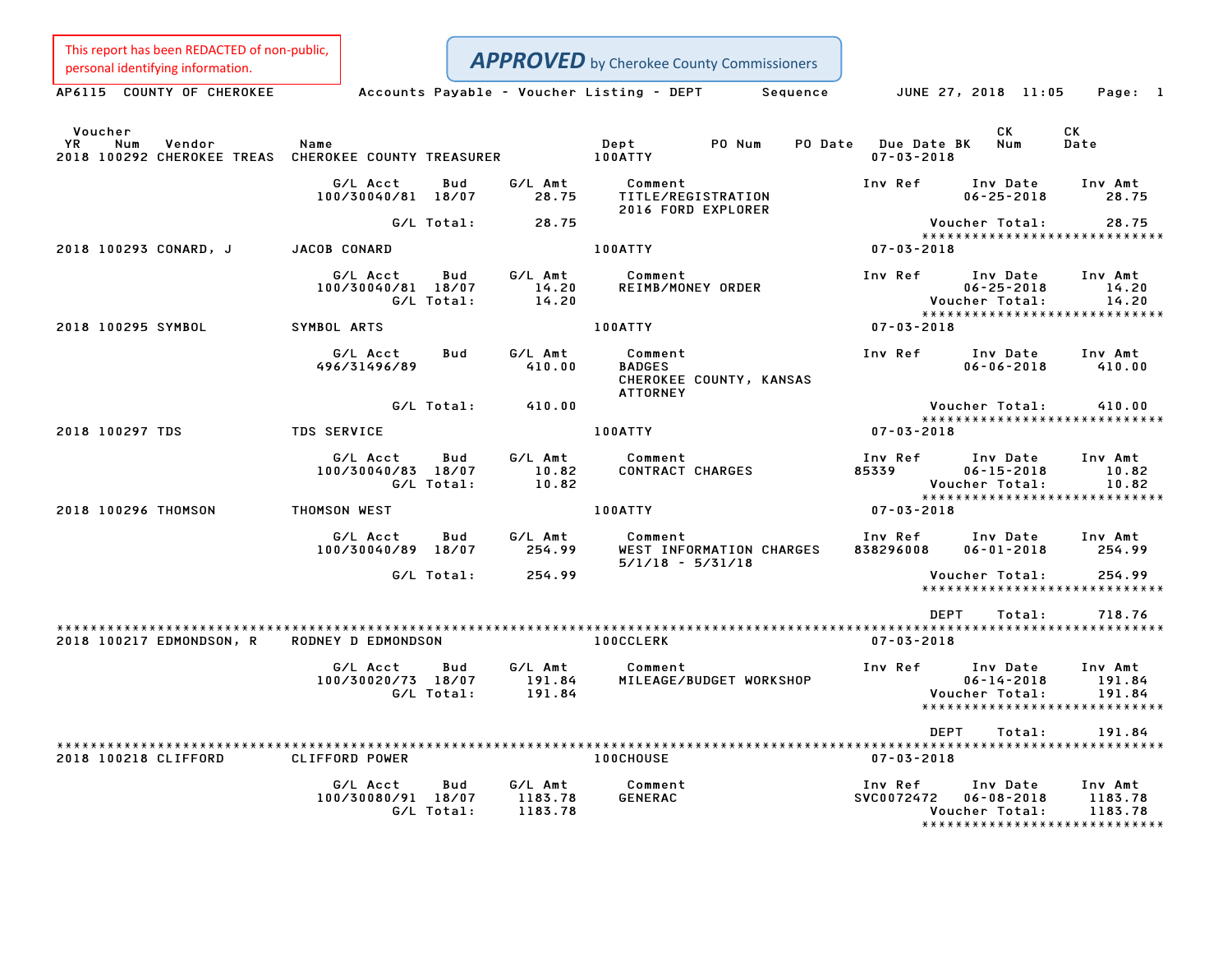This report has been REDACTED of non-public, personal identifying information.

**APPROVED** by Cherokee County Commissioners

AP6115 COUNTY OF CHEROKEE — Accounts Payable - Voucher Listing - DEPT Sequence — JUNE 27, 2018 11:05

| Voucher YR | Num | Vendor | Name | Dept | PO Num | PO Date | Due Date BK | CK Num | CK Date |
|---|---|---|---|---|---|---|---|---|---|
| 2018 | 100292 | CHEROKEE TREAS | CHEROKEE COUNTY TREASURER | 100ATTY | | | 07-03-2018 | | |

| G/L Acct | Bud | G/L Amt | Comment | Inv Ref | Inv Date | Inv Amt |
|---|---|---|---|---|---|---|
| 100/30040/81 | 18/07 | 28.75 | TITLE/REGISTRATION 2016 FORD EXPLORER | | 06-25-2018 | 28.75 |
| | G/L Total: | 28.75 | | | Voucher Total: | 28.75 |

| Voucher YR | Num | Vendor | Name | Dept | PO Num | PO Date | Due Date BK | CK Num | CK Date |
|---|---|---|---|---|---|---|---|---|---|
| 2018 | 100293 | CONARD, J | JACOB CONARD | 100ATTY | | | 07-03-2018 | | |

| G/L Acct | Bud | G/L Amt | Comment | Inv Ref | Inv Date | Inv Amt |
|---|---|---|---|---|---|---|
| 100/30040/81 | 18/07 | 14.20 | REIMB/MONEY ORDER | | 06-25-2018 | 14.20 |
| | G/L Total: | 14.20 | | | Voucher Total: | 14.20 |

| Voucher YR | Num | Vendor | Name | Dept | PO Num | PO Date | Due Date BK | CK Num | CK Date |
|---|---|---|---|---|---|---|---|---|---|
| 2018 | 100295 | SYMBOL | SYMBOL ARTS | 100ATTY | | | 07-03-2018 | | |

| G/L Acct | Bud | G/L Amt | Comment | Inv Ref | Inv Date | Inv Amt |
|---|---|---|---|---|---|---|
| 496/31496/89 | | 410.00 | BADGES CHEROKEE COUNTY, KANSAS ATTORNEY | | 06-06-2018 | 410.00 |
| | G/L Total: | 410.00 | | | Voucher Total: | 410.00 |

| Voucher YR | Num | Vendor | Name | Dept | PO Num | PO Date | Due Date BK | CK Num | CK Date |
|---|---|---|---|---|---|---|---|---|---|
| 2018 | 100297 | TDS | TDS SERVICE | 100ATTY | | | 07-03-2018 | | |

| G/L Acct | Bud | G/L Amt | Comment | Inv Ref | Inv Date | Inv Amt |
|---|---|---|---|---|---|---|
| 100/30040/83 | 18/07 | 10.82 | CONTRACT CHARGES | 85339 | 06-15-2018 | 10.82 |
| | G/L Total: | 10.82 | | | Voucher Total: | 10.82 |

| Voucher YR | Num | Vendor | Name | Dept | PO Num | PO Date | Due Date BK | CK Num | CK Date |
|---|---|---|---|---|---|---|---|---|---|
| 2018 | 100296 | THOMSON | THOMSON WEST | 100ATTY | | | 07-03-2018 | | |

| G/L Acct | Bud | G/L Amt | Comment | Inv Ref | Inv Date | Inv Amt |
|---|---|---|---|---|---|---|
| 100/30040/89 | 18/07 | 254.99 | WEST INFORMATION CHARGES 5/1/18 - 5/31/18 | 838296008 | 06-01-2018 | 254.99 |
| | G/L Total: | 254.99 | | | Voucher Total: | 254.99 |

DEPT Total: 718.76

| Voucher YR | Num | Vendor | Name | Dept | PO Num | PO Date | Due Date BK | CK Num | CK Date |
|---|---|---|---|---|---|---|---|---|---|
| 2018 | 100217 | EDMONDSON, R | RODNEY D EDMONDSON | 100CCLERK | | | 07-03-2018 | | |

| G/L Acct | Bud | G/L Amt | Comment | Inv Ref | Inv Date | Inv Amt |
|---|---|---|---|---|---|---|
| 100/30020/73 | 18/07 | 191.84 | MILEAGE/BUDGET WORKSHOP | | 06-14-2018 | 191.84 |
| | G/L Total: | 191.84 | | | Voucher Total: | 191.84 |

DEPT Total: 191.84

| Voucher YR | Num | Vendor | Name | Dept | PO Num | PO Date | Due Date BK | CK Num | CK Date |
|---|---|---|---|---|---|---|---|---|---|
| 2018 | 100218 | CLIFFORD | CLIFFORD POWER | 100CHOUSE | | | 07-03-2018 | | |

| G/L Acct | Bud | G/L Amt | Comment | Inv Ref | Inv Date | Inv Amt |
|---|---|---|---|---|---|---|
| 100/30080/91 | 18/07 | 1183.78 | GENERAC | SVC0072472 | 06-08-2018 | 1183.78 |
| | G/L Total: | 1183.78 | | | Voucher Total: | 1183.78 |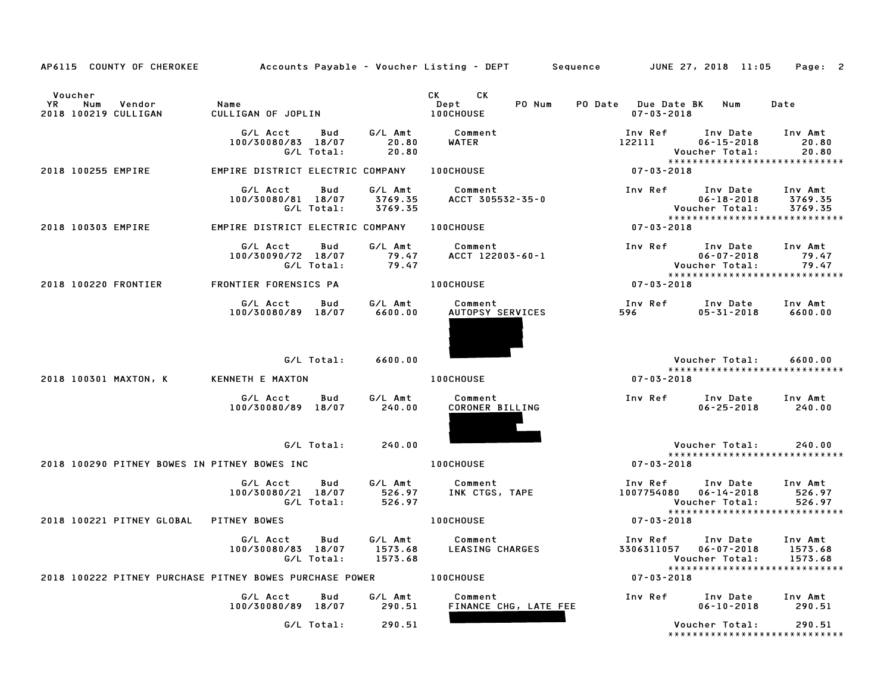AP6115 COUNTY OF CHEROKEE — Accounts Payable - Voucher Listing - DEPT — Sequence — JUNE 27, 2018 11:05

| Voucher YR | Num | Vendor | Name | CK Dept | CK PO Num | PO Date | Due Date BK | Num | Date |
|---|---|---|---|---|---|---|---|---|---|
| 2018 | 100219 | CULLIGAN | CULLIGAN OF JOPLIN | 100CHOUSE | | | 07-03-2018 | | |

| G/L Acct | Bud | G/L Amt | Comment | Inv Ref | Inv Date | Inv Amt |
|---|---|---|---|---|---|---|
| 100/30080/83 | 18/07 | 20.80 | WATER | 122111 | 06-15-2018 | 20.80 |
| | G/L Total: | 20.80 | | | Voucher Total: | 20.80 |

****************************

**2018 100255 EMPIRE** — EMPIRE DISTRICT ELECTRIC COMPANY — 100CHOUSE — 07-03-2018

| G/L Acct | Bud | G/L Amt | Comment | Inv Ref | Inv Date | Inv Amt |
|---|---|---|---|---|---|---|
| 100/30080/81 | 18/07 | 3769.35 | ACCT 305532-35-0 | | 06-18-2018 | 3769.35 |
| | G/L Total: | 3769.35 | | | Voucher Total: | 3769.35 |

****************************

**2018 100303 EMPIRE** — EMPIRE DISTRICT ELECTRIC COMPANY — 100CHOUSE — 07-03-2018

| G/L Acct | Bud | G/L Amt | Comment | Inv Ref | Inv Date | Inv Amt |
|---|---|---|---|---|---|---|
| 100/30090/72 | 18/07 | 79.47 | ACCT 122003-60-1 | | 06-07-2018 | 79.47 |
| | G/L Total: | 79.47 | | | Voucher Total: | 79.47 |

****************************

**2018 100220 FRONTIER** — FRONTIER FORENSICS PA — 100CHOUSE — 07-03-2018

| G/L Acct | Bud | G/L Amt | Comment | Inv Ref | Inv Date | Inv Amt |
|---|---|---|---|---|---|---|
| 100/30080/89 | 18/07 | 6600.00 | AUTOPSY SERVICES | 596 | 05-31-2018 | 6600.00 |
| | G/L Total: | 6600.00 | | | Voucher Total: | 6600.00 |

****************************

**2018 100301 MAXTON, K** — KENNETH E MAXTON — 100CHOUSE — 07-03-2018

| G/L Acct | Bud | G/L Amt | Comment | Inv Ref | Inv Date | Inv Amt |
|---|---|---|---|---|---|---|
| 100/30080/89 | 18/07 | 240.00 | CORONER BILLING | | 06-25-2018 | 240.00 |
| | G/L Total: | 240.00 | | | Voucher Total: | 240.00 |

****************************

**2018 100290 PITNEY BOWES IN** — PITNEY BOWES INC — 100CHOUSE — 07-03-2018

| G/L Acct | Bud | G/L Amt | Comment | Inv Ref | Inv Date | Inv Amt |
|---|---|---|---|---|---|---|
| 100/30080/21 | 18/07 | 526.97 | INK CTGS, TAPE | 1007754080 | 06-14-2018 | 526.97 |
| | G/L Total: | 526.97 | | | Voucher Total: | 526.97 |

****************************

**2018 100221 PITNEY GLOBAL** — PITNEY BOWES — 100CHOUSE — 07-03-2018

| G/L Acct | Bud | G/L Amt | Comment | Inv Ref | Inv Date | Inv Amt |
|---|---|---|---|---|---|---|
| 100/30080/83 | 18/07 | 1573.68 | LEASING CHARGES | 3306311057 | 06-07-2018 | 1573.68 |
| | G/L Total: | 1573.68 | | | Voucher Total: | 1573.68 |

****************************

**2018 100222 PITNEY PURCHASE** — PITNEY BOWES PURCHASE POWER — 100CHOUSE — 07-03-2018

| G/L Acct | Bud | G/L Amt | Comment | Inv Ref | Inv Date | Inv Amt |
|---|---|---|---|---|---|---|
| 100/30080/89 | 18/07 | 290.51 | FINANCE CHG, LATE FEE | | 06-10-2018 | 290.51 |
| | G/L Total: | 290.51 | | | Voucher Total: | 290.51 |

****************************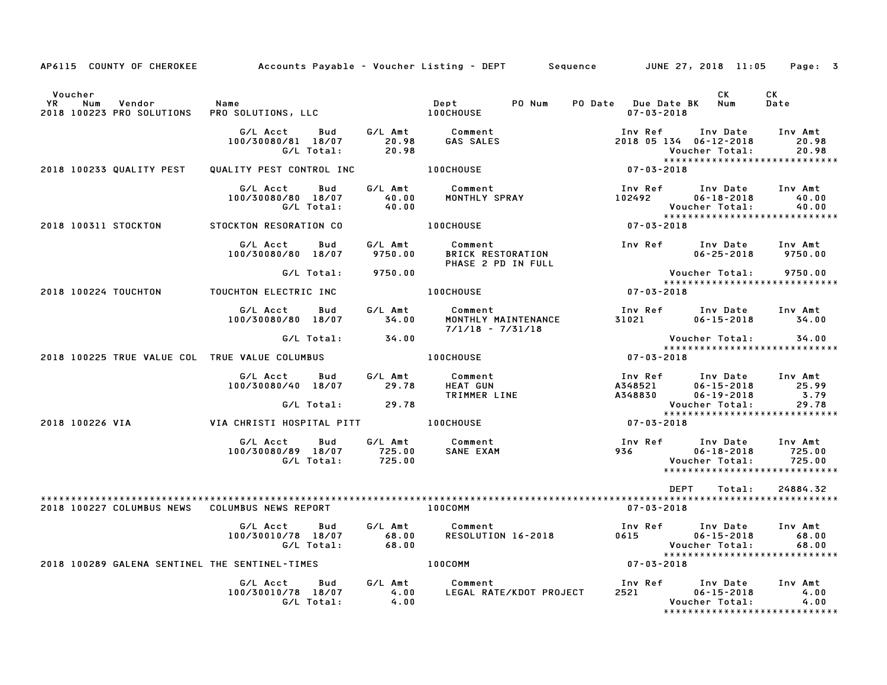AP6115 COUNTY OF CHEROKEE — Accounts Payable - Voucher Listing - DEPT — Sequence — JUNE 27, 2018 11:05

| Voucher YR | Num | Vendor | Name | Dept | PO Num | PO Date | Due Date BK | CK Num | CK Date |
|---|---|---|---|---|---|---|---|---|---|
| 2018 | 100223 | PRO SOLUTIONS | PRO SOLUTIONS, LLC | 100CHOUSE | | | 07-03-2018 | | |

| G/L Acct | Bud | G/L Amt | Comment | Inv Ref | Inv Date | Inv Amt |
|---|---|---|---|---|---|---|
| 100/30080/81 | 18/07 | 20.98 | GAS SALES | 2018 05 134 | 06-12-2018 | 20.98 |
| | G/L Total: | 20.98 | | | Voucher Total: | 20.98 |

****************************

| Voucher YR | Num | Vendor | Name | Dept | Due Date |
|---|---|---|---|---|---|
| 2018 | 100233 | QUALITY PEST | QUALITY PEST CONTROL INC | 100CHOUSE | 07-03-2018 |

| G/L Acct | Bud | G/L Amt | Comment | Inv Ref | Inv Date | Inv Amt |
|---|---|---|---|---|---|---|
| 100/30080/80 | 18/07 | 40.00 | MONTHLY SPRAY | 102492 | 06-18-2018 | 40.00 |
| | G/L Total: | 40.00 | | | Voucher Total: | 40.00 |

****************************

| Voucher YR | Num | Vendor | Name | Dept | Due Date |
|---|---|---|---|---|---|
| 2018 | 100311 | STOCKTON | STOCKTON RESORATION CO | 100CHOUSE | 07-03-2018 |

| G/L Acct | Bud | G/L Amt | Comment | Inv Ref | Inv Date | Inv Amt |
|---|---|---|---|---|---|---|
| 100/30080/80 | 18/07 | 9750.00 | BRICK RESTORATION | | 06-25-2018 | 9750.00 |
| | | | PHASE 2 PD IN FULL | | | |
| | G/L Total: | 9750.00 | | | Voucher Total: | 9750.00 |

****************************

| Voucher YR | Num | Vendor | Name | Dept | Due Date |
|---|---|---|---|---|---|
| 2018 | 100224 | TOUCHTON | TOUCHTON ELECTRIC INC | 100CHOUSE | 07-03-2018 |

| G/L Acct | Bud | G/L Amt | Comment | Inv Ref | Inv Date | Inv Amt |
|---|---|---|---|---|---|---|
| 100/30080/80 | 18/07 | 34.00 | MONTHLY MAINTENANCE | 31021 | 06-15-2018 | 34.00 |
| | | | 7/1/18 - 7/31/18 | | | |
| | G/L Total: | 34.00 | | | Voucher Total: | 34.00 |

****************************

| Voucher YR | Num | Vendor | Name | Dept | Due Date |
|---|---|---|---|---|---|
| 2018 | 100225 | TRUE VALUE COL | TRUE VALUE COLUMBUS | 100CHOUSE | 07-03-2018 |

| G/L Acct | Bud | G/L Amt | Comment | Inv Ref | Inv Date | Inv Amt |
|---|---|---|---|---|---|---|
| 100/30080/40 | 18/07 | 29.78 | HEAT GUN | A348521 | 06-15-2018 | 25.99 |
| | | | TRIMMER LINE | A348830 | 06-19-2018 | 3.79 |
| | G/L Total: | 29.78 | | | Voucher Total: | 29.78 |

****************************

| Voucher YR | Num | Vendor | Name | Dept | Due Date |
|---|---|---|---|---|---|
| 2018 | 100226 | VIA | VIA CHRISTI HOSPITAL PITT | 100CHOUSE | 07-03-2018 |

| G/L Acct | Bud | G/L Amt | Comment | Inv Ref | Inv Date | Inv Amt |
|---|---|---|---|---|---|---|
| 100/30080/89 | 18/07 | 725.00 | SANE EXAM | 936 | 06-18-2018 | 725.00 |
| | G/L Total: | 725.00 | | | Voucher Total: | 725.00 |

****************************

DEPT Total: 24884.32

****************************************************************************************************

| Voucher YR | Num | Vendor | Name | Dept | Due Date |
|---|---|---|---|---|---|
| 2018 | 100227 | COLUMBUS NEWS | COLUMBUS NEWS REPORT | 100COMM | 07-03-2018 |

| G/L Acct | Bud | G/L Amt | Comment | Inv Ref | Inv Date | Inv Amt |
|---|---|---|---|---|---|---|
| 100/30010/78 | 18/07 | 68.00 | RESOLUTION 16-2018 | 0615 | 06-15-2018 | 68.00 |
| | G/L Total: | 68.00 | | | Voucher Total: | 68.00 |

****************************

| Voucher YR | Num | Vendor | Name | Dept | Due Date |
|---|---|---|---|---|---|
| 2018 | 100289 | GALENA SENTINEL | THE SENTINEL-TIMES | 100COMM | 07-03-2018 |

| G/L Acct | Bud | G/L Amt | Comment | Inv Ref | Inv Date | Inv Amt |
|---|---|---|---|---|---|---|
| 100/30010/78 | 18/07 | 4.00 | LEGAL RATE/KDOT PROJECT | 2521 | 06-15-2018 | 4.00 |
| | G/L Total: | 4.00 | | | Voucher Total: | 4.00 |

****************************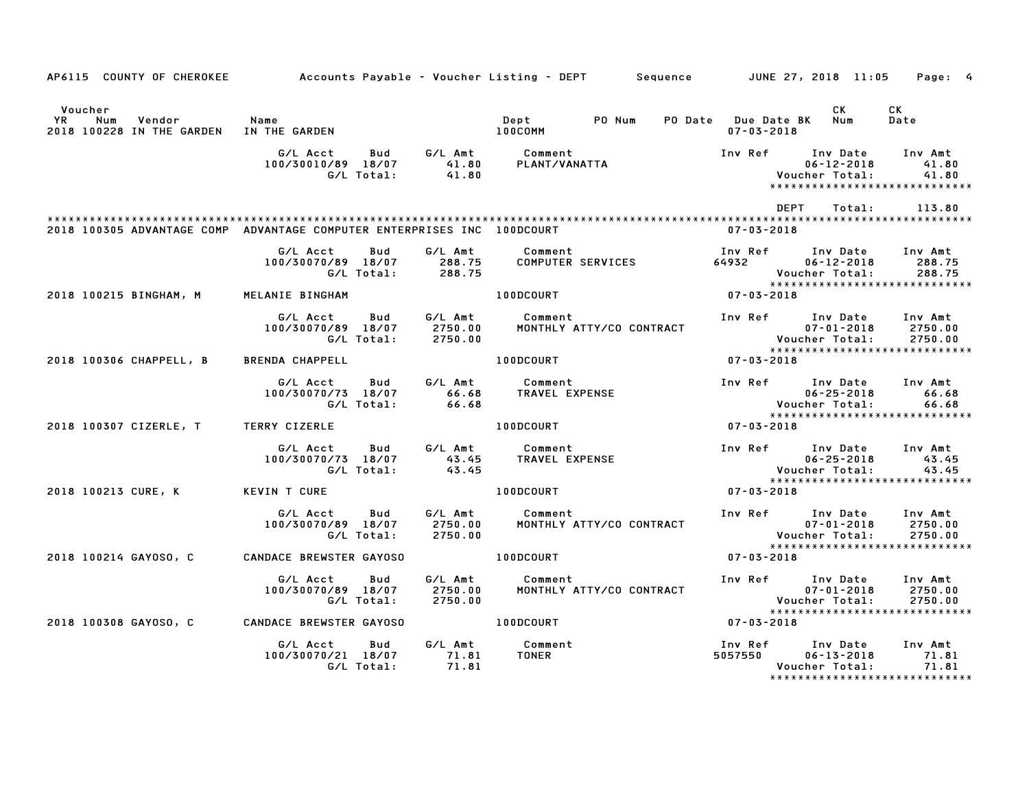AP6115 COUNTY OF CHEROKEE    Accounts Payable - Voucher Listing - DEPT    Sequence    JUNE 27, 2018 11:05

| Voucher YR Num Vendor | Name | Dept | PO Num | PO Date | Due Date BK | CK Num | CK Date |
|---|---|---|---|---|---|---|---|
| 2018 100228 IN THE GARDEN | IN THE GARDEN | 100COMM | | | 07-03-2018 | | |

| G/L Acct | Bud | G/L Amt | Comment | Inv Ref | Inv Date | Inv Amt |
|---|---|---|---|---|---|---|
| 100/30010/89 | 18/07 | 41.80 | PLANT/VANATTA | | 06-12-2018 | 41.80 |
| | G/L Total: | 41.80 | | | Voucher Total: | 41.80 |

DEPT Total: 113.80

| Voucher YR Num Vendor | Name | Dept | Due Date |
|---|---|---|---|
| 2018 100305 ADVANTAGE COMP | ADVANTAGE COMPUTER ENTERPRISES INC | 100DCOURT | 07-03-2018 |

| G/L Acct | Bud | G/L Amt | Comment | Inv Ref | Inv Date | Inv Amt |
|---|---|---|---|---|---|---|
| 100/30070/89 | 18/07 | 288.75 | COMPUTER SERVICES | 64932 | 06-12-2018 | 288.75 |
| | G/L Total: | 288.75 | | | Voucher Total: | 288.75 |

| Voucher YR Num Vendor | Name | Dept | Due Date |
|---|---|---|---|
| 2018 100215 BINGHAM, M | MELANIE BINGHAM | 100DCOURT | 07-03-2018 |

| G/L Acct | Bud | G/L Amt | Comment | Inv Ref | Inv Date | Inv Amt |
|---|---|---|---|---|---|---|
| 100/30070/89 | 18/07 | 2750.00 | MONTHLY ATTY/CO CONTRACT | | 07-01-2018 | 2750.00 |
| | G/L Total: | 2750.00 | | | Voucher Total: | 2750.00 |

| Voucher YR Num Vendor | Name | Dept | Due Date |
|---|---|---|---|
| 2018 100306 CHAPPELL, B | BRENDA CHAPPELL | 100DCOURT | 07-03-2018 |

| G/L Acct | Bud | G/L Amt | Comment | Inv Ref | Inv Date | Inv Amt |
|---|---|---|---|---|---|---|
| 100/30070/73 | 18/07 | 66.68 | TRAVEL EXPENSE | | 06-25-2018 | 66.68 |
| | G/L Total: | 66.68 | | | Voucher Total: | 66.68 |

| Voucher YR Num Vendor | Name | Dept | Due Date |
|---|---|---|---|
| 2018 100307 CIZERLE, T | TERRY CIZERLE | 100DCOURT | 07-03-2018 |

| G/L Acct | Bud | G/L Amt | Comment | Inv Ref | Inv Date | Inv Amt |
|---|---|---|---|---|---|---|
| 100/30070/73 | 18/07 | 43.45 | TRAVEL EXPENSE | | 06-25-2018 | 43.45 |
| | G/L Total: | 43.45 | | | Voucher Total: | 43.45 |

| Voucher YR Num Vendor | Name | Dept | Due Date |
|---|---|---|---|
| 2018 100213 CURE, K | KEVIN T CURE | 100DCOURT | 07-03-2018 |

| G/L Acct | Bud | G/L Amt | Comment | Inv Ref | Inv Date | Inv Amt |
|---|---|---|---|---|---|---|
| 100/30070/89 | 18/07 | 2750.00 | MONTHLY ATTY/CO CONTRACT | | 07-01-2018 | 2750.00 |
| | G/L Total: | 2750.00 | | | Voucher Total: | 2750.00 |

| Voucher YR Num Vendor | Name | Dept | Due Date |
|---|---|---|---|
| 2018 100214 GAYOSO, C | CANDACE BREWSTER GAYOSO | 100DCOURT | 07-03-2018 |

| G/L Acct | Bud | G/L Amt | Comment | Inv Ref | Inv Date | Inv Amt |
|---|---|---|---|---|---|---|
| 100/30070/89 | 18/07 | 2750.00 | MONTHLY ATTY/CO CONTRACT | | 07-01-2018 | 2750.00 |
| | G/L Total: | 2750.00 | | | Voucher Total: | 2750.00 |

| Voucher YR Num Vendor | Name | Dept | Due Date |
|---|---|---|---|
| 2018 100308 GAYOSO, C | CANDACE BREWSTER GAYOSO | 100DCOURT | 07-03-2018 |

| G/L Acct | Bud | G/L Amt | Comment | Inv Ref | Inv Date | Inv Amt |
|---|---|---|---|---|---|---|
| 100/30070/21 | 18/07 | 71.81 | TONER | 5057550 | 06-13-2018 | 71.81 |
| | G/L Total: | 71.81 | | | Voucher Total: | 71.81 |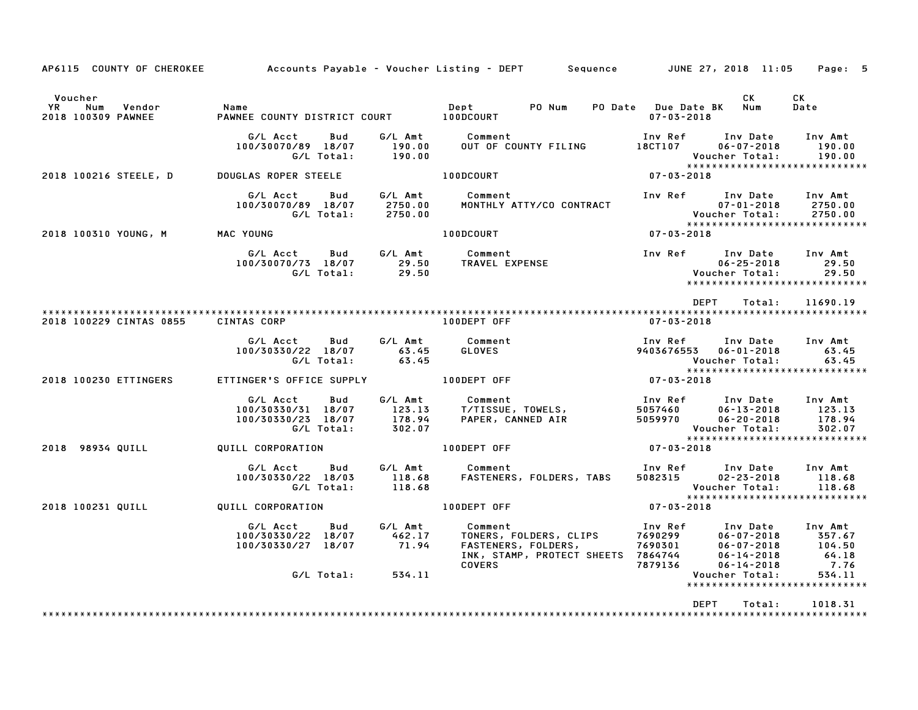AP6115 COUNTY OF CHEROKEE — Accounts Payable - Voucher Listing - DEPT — Sequence — JUNE 27, 2018 11:05

| Voucher YR | Num | Vendor | Name | Dept | PO Num | PO Date | Due Date BK | CK Num | CK Date |
|---|---|---|---|---|---|---|---|---|---|
| 2018 | 100309 | PAWNEE | PAWNEE COUNTY DISTRICT COURT | 100DCOURT | | | 07-03-2018 | | |

| G/L Acct | Bud | G/L Amt | Comment | Inv Ref | Inv Date | Inv Amt |
|---|---|---|---|---|---|---|
| 100/30070/89 | 18/07 | 190.00 | OUT OF COUNTY FILING | 18CT107 | 06-07-2018 | 190.00 |
| | G/L Total: | 190.00 | | | Voucher Total: | 190.00 |

****************************

| Voucher YR | Num | Vendor | Name | Dept | Due Date BK |
|---|---|---|---|---|---|
| 2018 | 100216 | STEELE, D | DOUGLAS ROPER STEELE | 100DCOURT | 07-03-2018 |

| G/L Acct | Bud | G/L Amt | Comment | Inv Ref | Inv Date | Inv Amt |
|---|---|---|---|---|---|---|
| 100/30070/89 | 18/07 | 2750.00 | MONTHLY ATTY/CO CONTRACT | | 07-01-2018 | 2750.00 |
| | G/L Total: | 2750.00 | | | Voucher Total: | 2750.00 |

****************************

| Voucher YR | Num | Vendor | Name | Dept | Due Date BK |
|---|---|---|---|---|---|
| 2018 | 100310 | YOUNG, M | MAC YOUNG | 100DCOURT | 07-03-2018 |

| G/L Acct | Bud | G/L Amt | Comment | Inv Ref | Inv Date | Inv Amt |
|---|---|---|---|---|---|---|
| 100/30070/73 | 18/07 | 29.50 | TRAVEL EXPENSE | | 06-25-2018 | 29.50 |
| | G/L Total: | 29.50 | | | Voucher Total: | 29.50 |

****************************

DEPT Total: 11690.19

****************************

| Voucher YR | Num | Vendor | Name | Dept | Due Date BK |
|---|---|---|---|---|---|
| 2018 | 100229 | CINTAS 0855 | CINTAS CORP | 100DEPT OFF | 07-03-2018 |

| G/L Acct | Bud | G/L Amt | Comment | Inv Ref | Inv Date | Inv Amt |
|---|---|---|---|---|---|---|
| 100/30330/22 | 18/07 | 63.45 | GLOVES | 9403676553 | 06-01-2018 | 63.45 |
| | G/L Total: | 63.45 | | | Voucher Total: | 63.45 |

****************************

| Voucher YR | Num | Vendor | Name | Dept | Due Date BK |
|---|---|---|---|---|---|
| 2018 | 100230 | ETTINGERS | ETTINGER'S OFFICE SUPPLY | 100DEPT OFF | 07-03-2018 |

| G/L Acct | Bud | G/L Amt | Comment | Inv Ref | Inv Date | Inv Amt |
|---|---|---|---|---|---|---|
| 100/30330/31 | 18/07 | 123.13 | T/TISSUE, TOWELS, | 5057460 | 06-13-2018 | 123.13 |
| 100/30330/23 | 18/07 | 178.94 | PAPER, CANNED AIR | 5059970 | 06-20-2018 | 178.94 |
| | G/L Total: | 302.07 | | | Voucher Total: | 302.07 |

****************************

| Voucher YR | Num | Vendor | Name | Dept | Due Date BK |
|---|---|---|---|---|---|
| 2018 | 98934 | QUILL | QUILL CORPORATION | 100DEPT OFF | 07-03-2018 |

| G/L Acct | Bud | G/L Amt | Comment | Inv Ref | Inv Date | Inv Amt |
|---|---|---|---|---|---|---|
| 100/30330/22 | 18/03 | 118.68 | FASTENERS, FOLDERS, TABS | 5082315 | 02-23-2018 | 118.68 |
| | G/L Total: | 118.68 | | | Voucher Total: | 118.68 |

****************************

| Voucher YR | Num | Vendor | Name | Dept | Due Date BK |
|---|---|---|---|---|---|
| 2018 | 100231 | QUILL | QUILL CORPORATION | 100DEPT OFF | 07-03-2018 |

| G/L Acct | Bud | G/L Amt | Comment | Inv Ref | Inv Date | Inv Amt |
|---|---|---|---|---|---|---|
| 100/30330/22 | 18/07 | 462.17 | TONERS, FOLDERS, CLIPS | 7690299 | 06-07-2018 | 357.67 |
| 100/30330/27 | 18/07 | 71.94 | FASTENERS, FOLDERS, | 7690301 | 06-07-2018 | 104.50 |
| | | | INK, STAMP, PROTECT SHEETS | 7864744 | 06-14-2018 | 64.18 |
| | | | COVERS | 7879136 | 06-14-2018 | 7.76 |
| | G/L Total: | 534.11 | | | Voucher Total: | 534.11 |

****************************

DEPT Total: 1018.31

****************************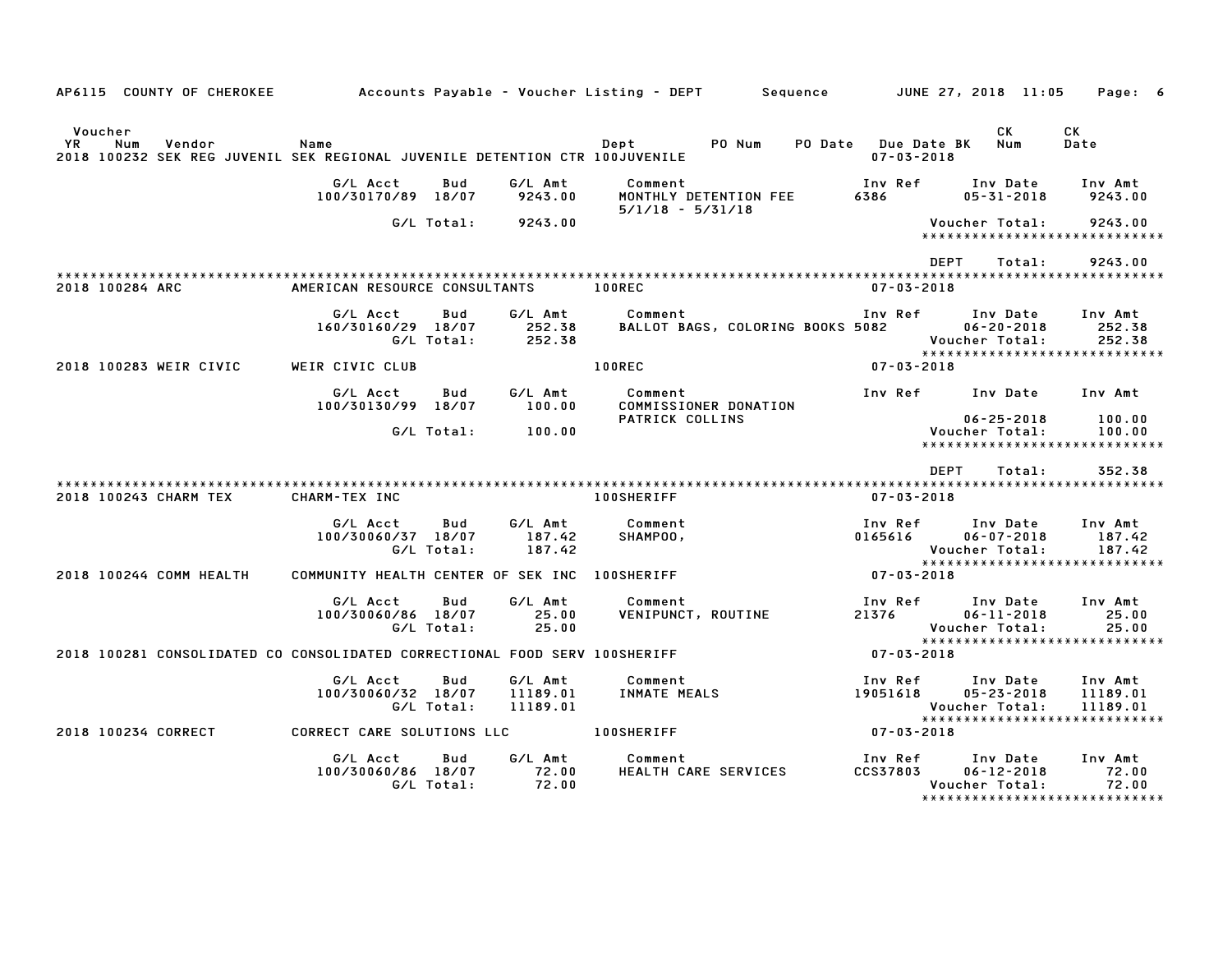AP6115 COUNTY OF CHEROKEE — Accounts Payable - Voucher Listing - DEPT — Sequence — JUNE 27, 2018 11:05

| Voucher YR | Num | Vendor | Name | Dept | PO Num | PO Date | Due Date BK | CK Num | CK Date |
|---|---|---|---|---|---|---|---|---|---|
| 2018 | 100232 | SEK REG JUVENIL | SEK REGIONAL JUVENILE DETENTION CTR | 100JUVENILE | | | 07-03-2018 | | |

| G/L Acct | Bud | G/L Amt | Comment | Inv Ref | Inv Date | Inv Amt |
|---|---|---|---|---|---|---|
| 100/30170/89 | 18/07 | 9243.00 | MONTHLY DETENTION FEE 5/1/18 - 5/31/18 | 6386 | 05-31-2018 | 9243.00 |
| | G/L Total: | 9243.00 | | | Voucher Total: | 9243.00 |

DEPT Total: 9243.00

| Voucher YR | Num | Vendor | Name | Dept | Due Date BK |
|---|---|---|---|---|---|
| 2018 | 100284 | ARC | AMERICAN RESOURCE CONSULTANTS | 100REC | 07-03-2018 |

| G/L Acct | Bud | G/L Amt | Comment | Inv Ref | Inv Date | Inv Amt |
|---|---|---|---|---|---|---|
| 160/30160/29 | 18/07 | 252.38 | BALLOT BAGS, COLORING BOOKS | 5082 | 06-20-2018 | 252.38 |
| | G/L Total: | 252.38 | | | Voucher Total: | 252.38 |

| Voucher YR | Num | Vendor | Name | Dept | Due Date BK |
|---|---|---|---|---|---|
| 2018 | 100283 | WEIR CIVIC | WEIR CIVIC CLUB | 100REC | 07-03-2018 |

| G/L Acct | Bud | G/L Amt | Comment | Inv Ref | Inv Date | Inv Amt |
|---|---|---|---|---|---|---|
| 100/30130/99 | 18/07 | 100.00 | COMMISSIONER DONATION PATRICK COLLINS | | 06-25-2018 | 100.00 |
| | G/L Total: | 100.00 | | | Voucher Total: | 100.00 |

DEPT Total: 352.38

| Voucher YR | Num | Vendor | Name | Dept | Due Date BK |
|---|---|---|---|---|---|
| 2018 | 100243 | CHARM TEX | CHARM-TEX INC | 100SHERIFF | 07-03-2018 |

| G/L Acct | Bud | G/L Amt | Comment | Inv Ref | Inv Date | Inv Amt |
|---|---|---|---|---|---|---|
| 100/30060/37 | 18/07 | 187.42 | SHAMPOO, | 0165616 | 06-07-2018 | 187.42 |
| | G/L Total: | 187.42 | | | Voucher Total: | 187.42 |

| Voucher YR | Num | Vendor | Name | Dept | Due Date BK |
|---|---|---|---|---|---|
| 2018 | 100244 | COMM HEALTH | COMMUNITY HEALTH CENTER OF SEK INC | 100SHERIFF | 07-03-2018 |

| G/L Acct | Bud | G/L Amt | Comment | Inv Ref | Inv Date | Inv Amt |
|---|---|---|---|---|---|---|
| 100/30060/86 | 18/07 | 25.00 | VENIPUNCT, ROUTINE | 21376 | 06-11-2018 | 25.00 |
| | G/L Total: | 25.00 | | | Voucher Total: | 25.00 |

| Voucher YR | Num | Vendor | Name | Dept | Due Date BK |
|---|---|---|---|---|---|
| 2018 | 100281 | CONSOLIDATED CO | CONSOLIDATED CORRECTIONAL FOOD SERV | 100SHERIFF | 07-03-2018 |

| G/L Acct | Bud | G/L Amt | Comment | Inv Ref | Inv Date | Inv Amt |
|---|---|---|---|---|---|---|
| 100/30060/32 | 18/07 | 11189.01 | INMATE MEALS | 19051618 | 05-23-2018 | 11189.01 |
| | G/L Total: | 11189.01 | | | Voucher Total: | 11189.01 |

| Voucher YR | Num | Vendor | Name | Dept | Due Date BK |
|---|---|---|---|---|---|
| 2018 | 100234 | CORRECT | CORRECT CARE SOLUTIONS LLC | 100SHERIFF | 07-03-2018 |

| G/L Acct | Bud | G/L Amt | Comment | Inv Ref | Inv Date | Inv Amt |
|---|---|---|---|---|---|---|
| 100/30060/86 | 18/07 | 72.00 | HEALTH CARE SERVICES | CCS37803 | 06-12-2018 | 72.00 |
| | G/L Total: | 72.00 | | | Voucher Total: | 72.00 |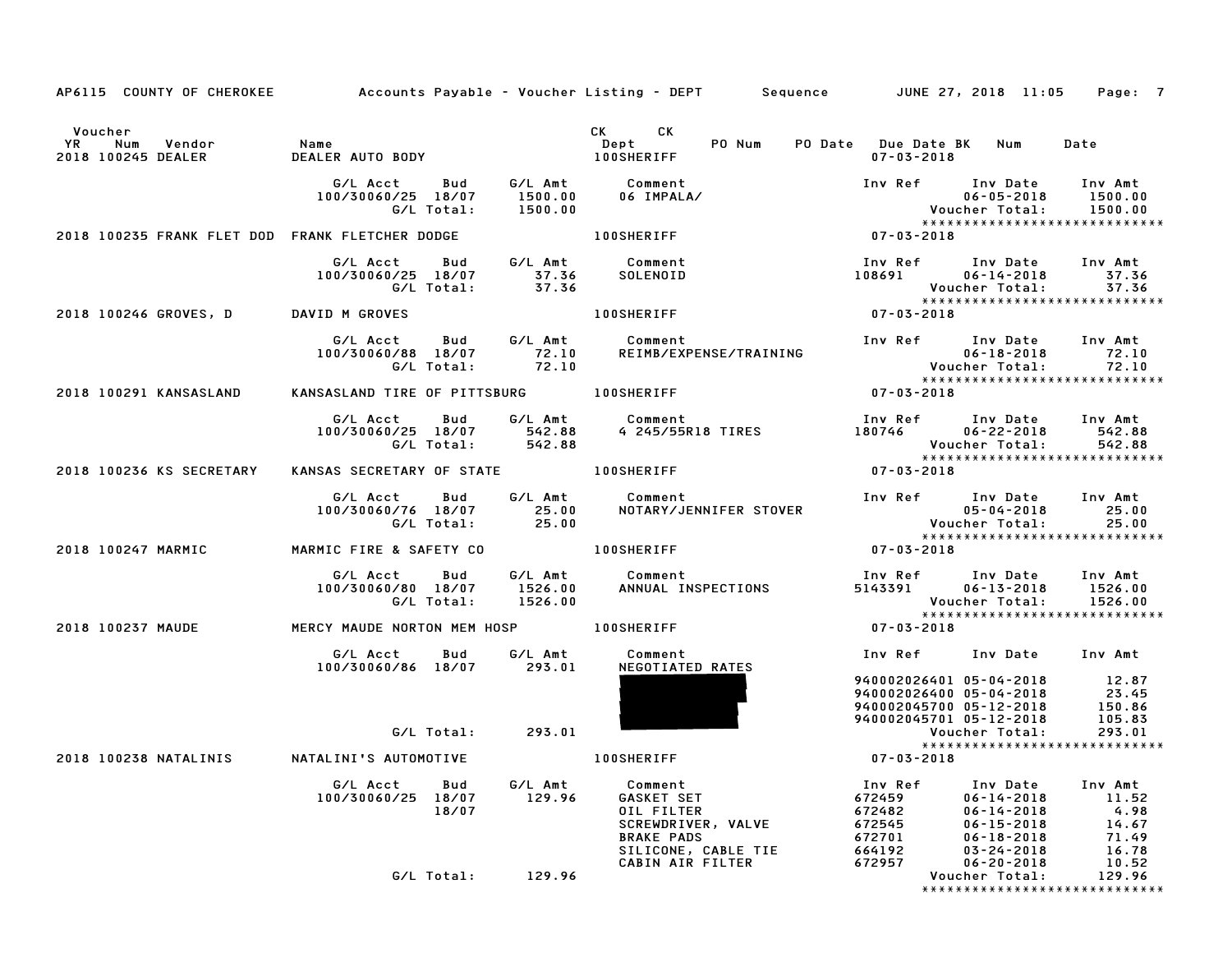AP6115 COUNTY OF CHEROKEE     Accounts Payable - Voucher Listing - DEPT     Sequence     JUNE 27, 2018 11:05

| Voucher YR | Num | Vendor | Name | CK Dept | CK | PO Num | PO Date | Due Date | BK | Num | Date |
|---|---|---|---|---|---|---|---|---|---|---|---|
| 2018 | 100245 | DEALER | DEALER AUTO BODY | 100SHERIFF | | | | 07-03-2018 | | | |

| G/L Acct | Bud | G/L Amt | Comment | Inv Ref | Inv Date | Inv Amt |
|---|---|---|---|---|---|---|
| 100/30060/25 | 18/07 | 1500.00 | 06 IMPALA/ | | 06-05-2018 | 1500.00 |
| | G/L Total: | 1500.00 | | | Voucher Total: | 1500.00 |

2018 100235 FRANK FLET DOD FRANK FLETCHER DODGE 100SHERIFF 07-03-2018

| G/L Acct | Bud | G/L Amt | Comment | Inv Ref | Inv Date | Inv Amt |
|---|---|---|---|---|---|---|
| 100/30060/25 | 18/07 | 37.36 | SOLENOID | 108691 | 06-14-2018 | 37.36 |
| | G/L Total: | 37.36 | | | Voucher Total: | 37.36 |

2018 100246 GROVES, D DAVID M GROVES 100SHERIFF 07-03-2018

| G/L Acct | Bud | G/L Amt | Comment | Inv Ref | Inv Date | Inv Amt |
|---|---|---|---|---|---|---|
| 100/30060/88 | 18/07 | 72.10 | REIMB/EXPENSE/TRAINING | | 06-18-2018 | 72.10 |
| | G/L Total: | 72.10 | | | Voucher Total: | 72.10 |

2018 100291 KANSASLAND KANSASLAND TIRE OF PITTSBURG 100SHERIFF 07-03-2018

| G/L Acct | Bud | G/L Amt | Comment | Inv Ref | Inv Date | Inv Amt |
|---|---|---|---|---|---|---|
| 100/30060/25 | 18/07 | 542.88 | 4 245/55R18 TIRES | 180746 | 06-22-2018 | 542.88 |
| | G/L Total: | 542.88 | | | Voucher Total: | 542.88 |

2018 100236 KS SECRETARY KANSAS SECRETARY OF STATE 100SHERIFF 07-03-2018

| G/L Acct | Bud | G/L Amt | Comment | Inv Ref | Inv Date | Inv Amt |
|---|---|---|---|---|---|---|
| 100/30060/76 | 18/07 | 25.00 | NOTARY/JENNIFER STOVER | | 05-04-2018 | 25.00 |
| | G/L Total: | 25.00 | | | Voucher Total: | 25.00 |

2018 100247 MARMIC MARMIC FIRE & SAFETY CO 100SHERIFF 07-03-2018

| G/L Acct | Bud | G/L Amt | Comment | Inv Ref | Inv Date | Inv Amt |
|---|---|---|---|---|---|---|
| 100/30060/80 | 18/07 | 1526.00 | ANNUAL INSPECTIONS | 5143391 | 06-13-2018 | 1526.00 |
| | G/L Total: | 1526.00 | | | Voucher Total: | 1526.00 |

2018 100237 MAUDE MERCY MAUDE NORTON MEM HOSP 100SHERIFF 07-03-2018

| G/L Acct | Bud | G/L Amt | Comment | Inv Ref | Inv Date | Inv Amt |
|---|---|---|---|---|---|---|
| 100/30060/86 | 18/07 | 293.01 | NEGOTIATED RATES | | | |
| | | | [REDACTED] | 940002026401 | 05-04-2018 | 12.87 |
| | | | [REDACTED] | 940002026400 | 05-04-2018 | 23.45 |
| | | | [REDACTED] | 940002045700 | 05-12-2018 | 150.86 |
| | | | [REDACTED] | 940002045701 | 05-12-2018 | 105.83 |
| | G/L Total: | 293.01 | | | Voucher Total: | 293.01 |

2018 100238 NATALINIS NATALINI'S AUTOMOTIVE 100SHERIFF 07-03-2018

| G/L Acct | Bud | G/L Amt | Comment | Inv Ref | Inv Date | Inv Amt |
|---|---|---|---|---|---|---|
| 100/30060/25 | 18/07 | 129.96 | GASKET SET | 672459 | 06-14-2018 | 11.52 |
| | 18/07 | | OIL FILTER | 672482 | 06-14-2018 | 4.98 |
| | | | SCREWDRIVER, VALVE | 672545 | 06-15-2018 | 14.67 |
| | | | BRAKE PADS | 672701 | 06-18-2018 | 71.49 |
| | | | SILICONE, CABLE TIE | 664192 | 03-24-2018 | 16.78 |
| | | | CABIN AIR FILTER | 672957 | 06-20-2018 | 10.52 |
| | G/L Total: | 129.96 | | | Voucher Total: | 129.96 |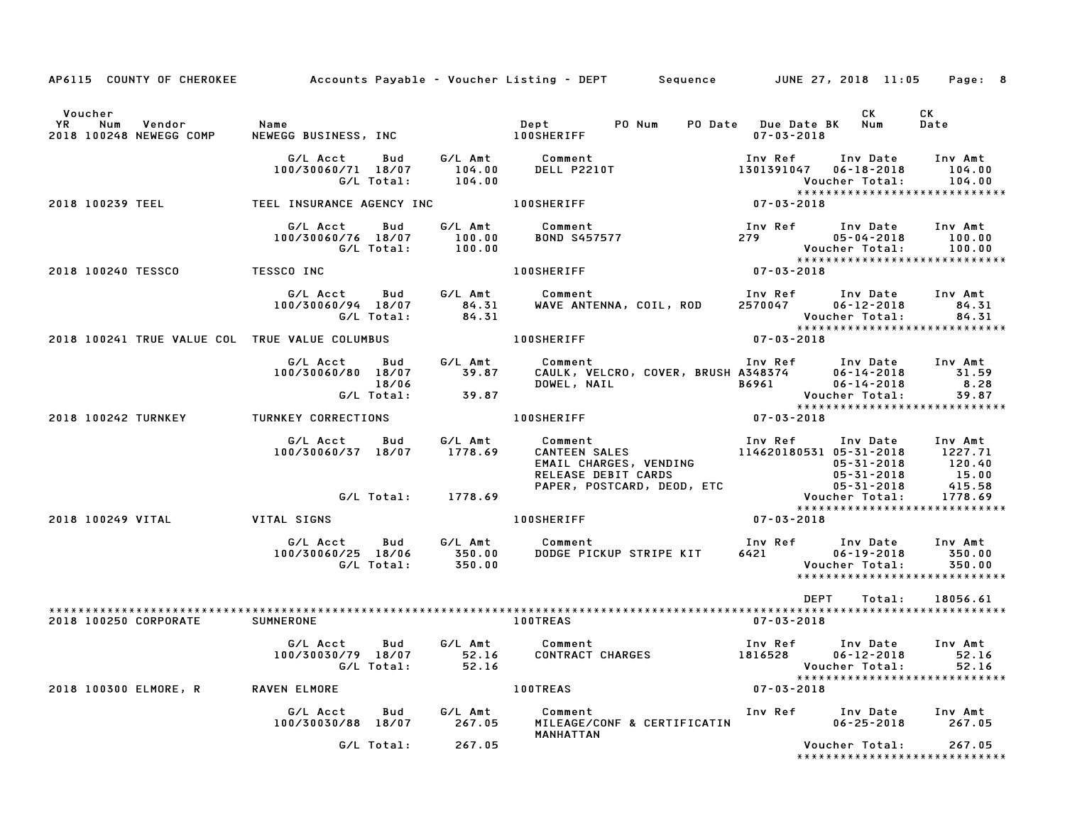AP6115 COUNTY OF CHEROKEE — Accounts Payable - Voucher Listing - DEPT — Sequence — JUNE 27, 2018 11:05

| Voucher YR | Num | Vendor | Name | Dept | PO Num | PO Date | Due Date | BK | CK Num | CK Date |
|---|---|---|---|---|---|---|---|---|---|---|
| 2018 | 100248 | NEWEGG COMP | NEWEGG BUSINESS, INC | 100SHERIFF | | | 07-03-2018 | | | |

| G/L Acct | Bud | G/L Amt | Comment | Inv Ref | Inv Date | Inv Amt |
|---|---|---|---|---|---|---|
| 100/30060/71 | 18/07 | 104.00 | DELL P2210T | 1301391047 | 06-18-2018 | 104.00 |
| | G/L Total: | 104.00 | | | Voucher Total: | 104.00 |

2018 100239 TEEL — TEEL INSURANCE AGENCY INC — 100SHERIFF — 07-03-2018

| G/L Acct | Bud | G/L Amt | Comment | Inv Ref | Inv Date | Inv Amt |
|---|---|---|---|---|---|---|
| 100/30060/76 | 18/07 | 100.00 | BOND S457577 | 279 | 05-04-2018 | 100.00 |
| | G/L Total: | 100.00 | | | Voucher Total: | 100.00 |

2018 100240 TESSCO — TESSCO INC — 100SHERIFF — 07-03-2018

| G/L Acct | Bud | G/L Amt | Comment | Inv Ref | Inv Date | Inv Amt |
|---|---|---|---|---|---|---|
| 100/30060/94 | 18/07 | 84.31 | WAVE ANTENNA, COIL, ROD | 2570047 | 06-12-2018 | 84.31 |
| | G/L Total: | 84.31 | | | Voucher Total: | 84.31 |

2018 100241 TRUE VALUE COL — TRUE VALUE COLUMBUS — 100SHERIFF — 07-03-2018

| G/L Acct | Bud | G/L Amt | Comment | Inv Ref | Inv Date | Inv Amt |
|---|---|---|---|---|---|---|
| 100/30060/80 | 18/07 | 39.87 | CAULK, VELCRO, COVER, BRUSH | A348374 | 06-14-2018 | 31.59 |
| | 18/06 | | DOWEL, NAIL | B6961 | 06-14-2018 | 8.28 |
| | G/L Total: | 39.87 | | | Voucher Total: | 39.87 |

2018 100242 TURNKEY — TURNKEY CORRECTIONS — 100SHERIFF — 07-03-2018

| G/L Acct | Bud | G/L Amt | Comment | Inv Ref | Inv Date | Inv Amt |
|---|---|---|---|---|---|---|
| 100/30060/37 | 18/07 | 1778.69 | CANTEEN SALES | 114620180531 | 05-31-2018 | 1227.71 |
| | | | EMAIL CHARGES, VENDING | | 05-31-2018 | 120.40 |
| | | | RELEASE DEBIT CARDS | | 05-31-2018 | 15.00 |
| | | | PAPER, POSTCARD, DEOD, ETC | | 05-31-2018 | 415.58 |
| | G/L Total: | 1778.69 | | | Voucher Total: | 1778.69 |

2018 100249 VITAL — VITAL SIGNS — 100SHERIFF — 07-03-2018

| G/L Acct | Bud | G/L Amt | Comment | Inv Ref | Inv Date | Inv Amt |
|---|---|---|---|---|---|---|
| 100/30060/25 | 18/06 | 350.00 | DODGE PICKUP STRIPE KIT | 6421 | 06-19-2018 | 350.00 |
| | G/L Total: | 350.00 | | | Voucher Total: | 350.00 |

DEPT Total: 18056.61

2018 100250 CORPORATE — SUMNERONE — 100TREAS — 07-03-2018

| G/L Acct | Bud | G/L Amt | Comment | Inv Ref | Inv Date | Inv Amt |
|---|---|---|---|---|---|---|
| 100/30030/79 | 18/07 | 52.16 | CONTRACT CHARGES | 1816528 | 06-12-2018 | 52.16 |
| | G/L Total: | 52.16 | | | Voucher Total: | 52.16 |

2018 100300 ELMORE, R — RAVEN ELMORE — 100TREAS — 07-03-2018

| G/L Acct | Bud | G/L Amt | Comment | Inv Ref | Inv Date | Inv Amt |
|---|---|---|---|---|---|---|
| 100/30030/88 | 18/07 | 267.05 | MILEAGE/CONF & CERTIFICATIN MANHATTAN | | 06-25-2018 | 267.05 |
| | G/L Total: | 267.05 | | | Voucher Total: | 267.05 |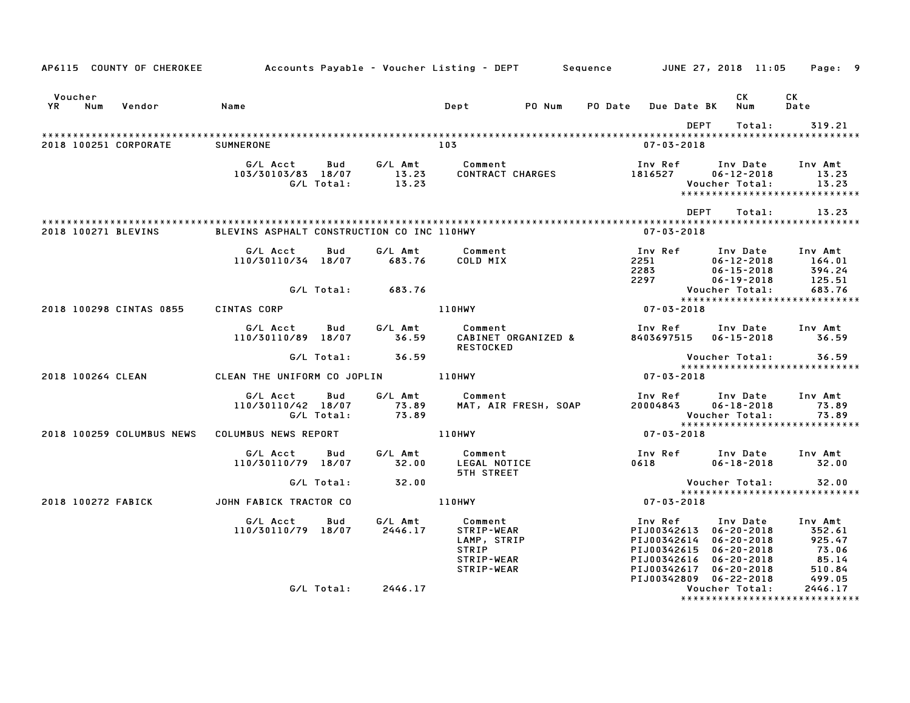AP6115 COUNTY OF CHEROKEE — Accounts Payable - Voucher Listing - DEPT — Sequence — JUNE 27, 2018 11:05

| Voucher YR | Num | Vendor | Name | Dept | PO Num | PO Date | Due Date BK | CK Num | CK Date |
|---|---|---|---|---|---|---|---|---|---|

DEPT Total: 319.21

**2018 100251 CORPORATE — SUMNERONE — 103 — 07-03-2018**

| G/L Acct | Bud | G/L Amt | Comment | Inv Ref | Inv Date | Inv Amt |
|---|---|---|---|---|---|---|
| 103/30103/83 | 18/07 | 13.23 | CONTRACT CHARGES | 1816527 | 06-12-2018 | 13.23 |
| | G/L Total: | 13.23 | | | Voucher Total: | 13.23 |

DEPT Total: 13.23

**2018 100271 BLEVINS — BLEVINS ASPHALT CONSTRUCTION CO INC — 110HWY — 07-03-2018**

| G/L Acct | Bud | G/L Amt | Comment | Inv Ref | Inv Date | Inv Amt |
|---|---|---|---|---|---|---|
| 110/30110/34 | 18/07 | 683.76 | COLD MIX | 2251 | 06-12-2018 | 164.01 |
| | | | | 2283 | 06-15-2018 | 394.24 |
| | | | | 2297 | 06-19-2018 | 125.51 |
| | G/L Total: | 683.76 | | | Voucher Total: | 683.76 |

**2018 100298 CINTAS 0855 — CINTAS CORP — 110HWY — 07-03-2018**

| G/L Acct | Bud | G/L Amt | Comment | Inv Ref | Inv Date | Inv Amt |
|---|---|---|---|---|---|---|
| 110/30110/89 | 18/07 | 36.59 | CABINET ORGANIZED & RESTOCKED | 8403697515 | 06-15-2018 | 36.59 |
| | G/L Total: | 36.59 | | | Voucher Total: | 36.59 |

**2018 100264 CLEAN — CLEAN THE UNIFORM CO JOPLIN — 110HWY — 07-03-2018**

| G/L Acct | Bud | G/L Amt | Comment | Inv Ref | Inv Date | Inv Amt |
|---|---|---|---|---|---|---|
| 110/30110/42 | 18/07 | 73.89 | MAT, AIR FRESH, SOAP | 20004843 | 06-18-2018 | 73.89 |
| | G/L Total: | 73.89 | | | Voucher Total: | 73.89 |

**2018 100259 COLUMBUS NEWS — COLUMBUS NEWS REPORT — 110HWY — 07-03-2018**

| G/L Acct | Bud | G/L Amt | Comment | Inv Ref | Inv Date | Inv Amt |
|---|---|---|---|---|---|---|
| 110/30110/79 | 18/07 | 32.00 | LEGAL NOTICE 5TH STREET | 0618 | 06-18-2018 | 32.00 |
| | G/L Total: | 32.00 | | | Voucher Total: | 32.00 |

**2018 100272 FABICK — JOHN FABICK TRACTOR CO — 110HWY — 07-03-2018**

| G/L Acct | Bud | G/L Amt | Comment | Inv Ref | Inv Date | Inv Amt |
|---|---|---|---|---|---|---|
| 110/30110/79 | 18/07 | 2446.17 | STRIP-WEAR | PIJ00342613 | 06-20-2018 | 352.61 |
| | | | LAMP, STRIP | PIJ00342614 | 06-20-2018 | 925.47 |
| | | | STRIP | PIJ00342615 | 06-20-2018 | 73.06 |
| | | | STRIP-WEAR | PIJ00342616 | 06-20-2018 | 85.14 |
| | | | STRIP-WEAR | PIJ00342617 | 06-20-2018 | 510.84 |
| | | | | PIJ00342809 | 06-22-2018 | 499.05 |
| | G/L Total: | 2446.17 | | | Voucher Total: | 2446.17 |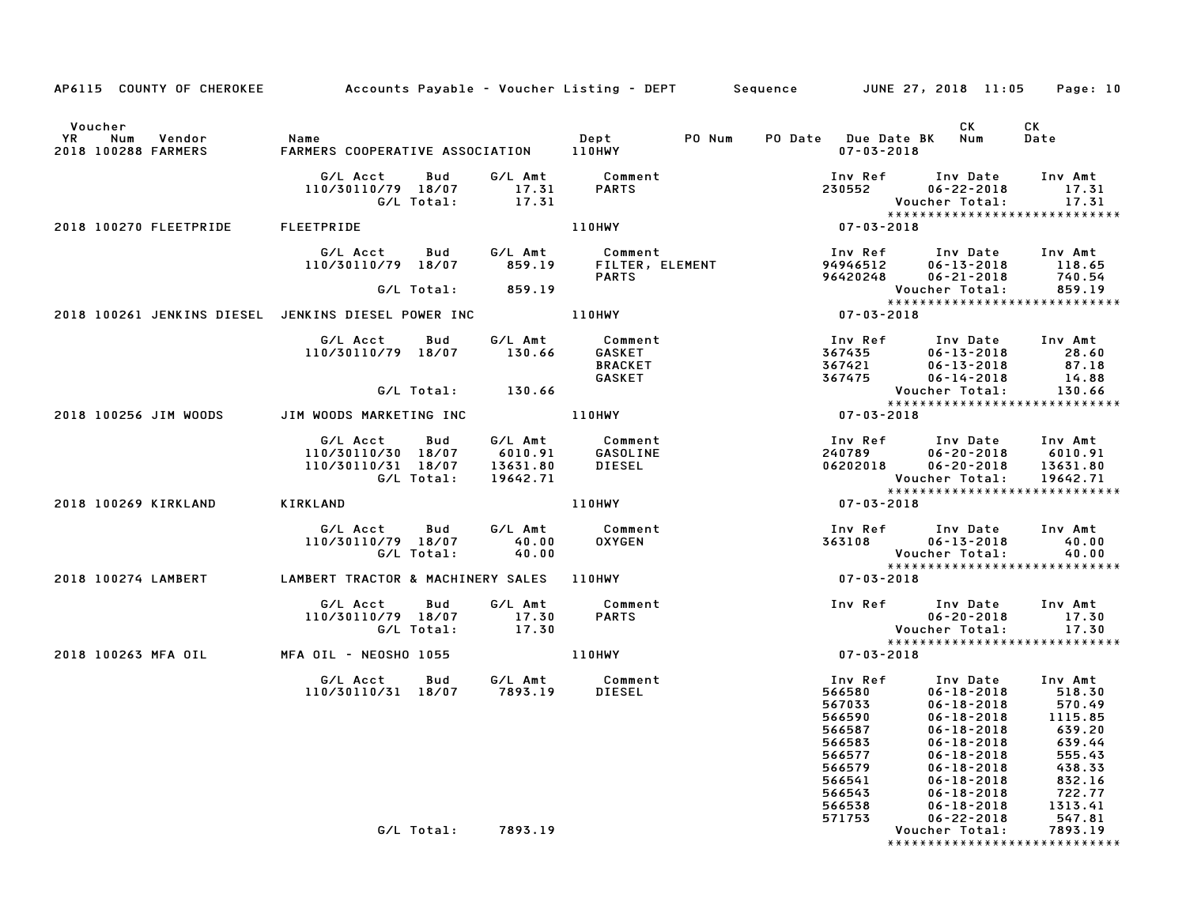AP6115 COUNTY OF CHEROKEE Accounts Payable - Voucher Listing - DEPT Sequence JUNE 27, 2018 11:05 Page: 10

| Voucher YR Num Vendor | Name | Dept | PO Num | PO Date | Due Date BK | CK Num | CK Date |
|---|---|---|---|---|---|---|---|
| 2018 100288 FARMERS | FARMERS COOPERATIVE ASSOCIATION | 110HWY | | | 07-03-2018 | | |

| G/L Acct | Bud | G/L Amt | Comment | Inv Ref | Inv Date | Inv Amt |
|---|---|---|---|---|---|---|
| 110/30110/79 | 18/07 | 17.31 | PARTS | 230552 | 06-22-2018 | 17.31 |
| | G/L Total: | 17.31 | | | Voucher Total: | 17.31 |

****************************

| Voucher YR Num Vendor | Name | Dept | Due Date |
|---|---|---|---|
| 2018 100270 FLEETPRIDE | FLEETPRIDE | 110HWY | 07-03-2018 |

| G/L Acct | Bud | G/L Amt | Comment | Inv Ref | Inv Date | Inv Amt |
|---|---|---|---|---|---|---|
| 110/30110/79 | 18/07 | 859.19 | FILTER, ELEMENT | 94946512 | 06-13-2018 | 118.65 |
| | | | PARTS | 96420248 | 06-21-2018 | 740.54 |
| | G/L Total: | 859.19 | | | Voucher Total: | 859.19 |

****************************

| Voucher YR Num Vendor | Name | Dept | Due Date |
|---|---|---|---|
| 2018 100261 JENKINS DIESEL | JENKINS DIESEL POWER INC | 110HWY | 07-03-2018 |

| G/L Acct | Bud | G/L Amt | Comment | Inv Ref | Inv Date | Inv Amt |
|---|---|---|---|---|---|---|
| 110/30110/79 | 18/07 | 130.66 | GASKET | 367435 | 06-13-2018 | 28.60 |
| | | | BRACKET | 367421 | 06-13-2018 | 87.18 |
| | | | GASKET | 367475 | 06-14-2018 | 14.88 |
| | G/L Total: | 130.66 | | | Voucher Total: | 130.66 |

****************************

| Voucher YR Num Vendor | Name | Dept | Due Date |
|---|---|---|---|
| 2018 100256 JIM WOODS | JIM WOODS MARKETING INC | 110HWY | 07-03-2018 |

| G/L Acct | Bud | G/L Amt | Comment | Inv Ref | Inv Date | Inv Amt |
|---|---|---|---|---|---|---|
| 110/30110/30 | 18/07 | 6010.91 | GASOLINE | 240789 | 06-20-2018 | 6010.91 |
| 110/30110/31 | 18/07 | 13631.80 | DIESEL | 06202018 | 06-20-2018 | 13631.80 |
| | G/L Total: | 19642.71 | | | Voucher Total: | 19642.71 |

****************************

| Voucher YR Num Vendor | Name | Dept | Due Date |
|---|---|---|---|
| 2018 100269 KIRKLAND | KIRKLAND | 110HWY | 07-03-2018 |

| G/L Acct | Bud | G/L Amt | Comment | Inv Ref | Inv Date | Inv Amt |
|---|---|---|---|---|---|---|
| 110/30110/79 | 18/07 | 40.00 | OXYGEN | 363108 | 06-13-2018 | 40.00 |
| | G/L Total: | 40.00 | | | Voucher Total: | 40.00 |

****************************

| Voucher YR Num Vendor | Name | Dept | Due Date |
|---|---|---|---|
| 2018 100274 LAMBERT | LAMBERT TRACTOR & MACHINERY SALES | 110HWY | 07-03-2018 |

| G/L Acct | Bud | G/L Amt | Comment | Inv Ref | Inv Date | Inv Amt |
|---|---|---|---|---|---|---|
| 110/30110/79 | 18/07 | 17.30 | PARTS | | 06-20-2018 | 17.30 |
| | G/L Total: | 17.30 | | | Voucher Total: | 17.30 |

****************************

| Voucher YR Num Vendor | Name | Dept | Due Date |
|---|---|---|---|
| 2018 100263 MFA OIL | MFA OIL - NEOSHO 1055 | 110HWY | 07-03-2018 |

| G/L Acct | Bud | G/L Amt | Comment | Inv Ref | Inv Date | Inv Amt |
|---|---|---|---|---|---|---|
| 110/30110/31 | 18/07 | 7893.19 | DIESEL | 566580 | 06-18-2018 | 518.30 |
| | | | | 567033 | 06-18-2018 | 570.49 |
| | | | | 566590 | 06-18-2018 | 1115.85 |
| | | | | 566587 | 06-18-2018 | 639.20 |
| | | | | 566583 | 06-18-2018 | 639.44 |
| | | | | 566577 | 06-18-2018 | 555.43 |
| | | | | 566579 | 06-18-2018 | 438.33 |
| | | | | 566541 | 06-18-2018 | 832.16 |
| | | | | 566543 | 06-18-2018 | 722.77 |
| | | | | 566538 | 06-18-2018 | 1313.41 |
| | | | | 571753 | 06-22-2018 | 547.81 |
| | G/L Total: | 7893.19 | | | Voucher Total: | 7893.19 |

****************************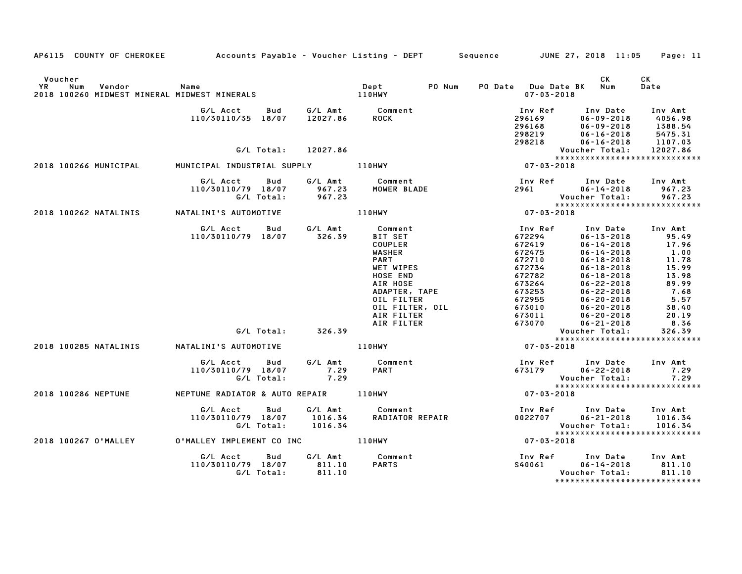AP6115 COUNTY OF CHEROKEE — Accounts Payable - Voucher Listing - DEPT — Sequence — JUNE 27, 2018 11:05

| Voucher YR | Num | Vendor | Name | Dept | PO Num | PO Date | Due Date BK | CK Num | CK Date |
|---|---|---|---|---|---|---|---|---|---|
| 2018 | 100260 | MIDWEST MINERAL | MIDWEST MINERALS | 110HWY | | | 07-03-2018 | | |

| G/L Acct | Bud | G/L Amt | Comment | Inv Ref | Inv Date | Inv Amt |
|---|---|---|---|---|---|---|
| 110/30110/35 | 18/07 | 12027.86 | ROCK | 296169 | 06-09-2018 | 4056.98 |
| | | | | 296168 | 06-09-2018 | 1388.54 |
| | | | | 298219 | 06-16-2018 | 5475.31 |
| | | | | 298218 | 06-16-2018 | 1107.03 |
| | G/L Total: | 12027.86 | | | Voucher Total: | 12027.86 |

| Voucher YR | Num | Vendor | Name | Dept | Due Date |
|---|---|---|---|---|---|
| 2018 | 100266 | MUNICIPAL | MUNICIPAL INDUSTRIAL SUPPLY | 110HWY | 07-03-2018 |

| G/L Acct | Bud | G/L Amt | Comment | Inv Ref | Inv Date | Inv Amt |
|---|---|---|---|---|---|---|
| 110/30110/79 | 18/07 | 967.23 | MOWER BLADE | 2961 | 06-14-2018 | 967.23 |
| | G/L Total: | 967.23 | | | Voucher Total: | 967.23 |

| Voucher YR | Num | Vendor | Name | Dept | Due Date |
|---|---|---|---|---|---|
| 2018 | 100262 | NATALINIS | NATALINI'S AUTOMOTIVE | 110HWY | 07-03-2018 |

| G/L Acct | Bud | G/L Amt | Comment | Inv Ref | Inv Date | Inv Amt |
|---|---|---|---|---|---|---|
| 110/30110/79 | 18/07 | 326.39 | BIT SET | 672294 | 06-13-2018 | 95.49 |
| | | | COUPLER | 672419 | 06-14-2018 | 17.96 |
| | | | WASHER | 672475 | 06-14-2018 | 1.00 |
| | | | PART | 672710 | 06-18-2018 | 11.78 |
| | | | WET WIPES | 672734 | 06-18-2018 | 15.99 |
| | | | HOSE END | 672782 | 06-18-2018 | 13.98 |
| | | | AIR HOSE | 673264 | 06-22-2018 | 89.99 |
| | | | ADAPTER, TAPE | 673253 | 06-22-2018 | 7.68 |
| | | | OIL FILTER | 672955 | 06-20-2018 | 5.57 |
| | | | OIL FILTER, OIL | 673010 | 06-20-2018 | 38.40 |
| | | | AIR FILTER | 673011 | 06-20-2018 | 20.19 |
| | | | AIR FILTER | 673070 | 06-21-2018 | 8.36 |
| | G/L Total: | 326.39 | | | Voucher Total: | 326.39 |

| Voucher YR | Num | Vendor | Name | Dept | Due Date |
|---|---|---|---|---|---|
| 2018 | 100285 | NATALINIS | NATALINI'S AUTOMOTIVE | 110HWY | 07-03-2018 |

| G/L Acct | Bud | G/L Amt | Comment | Inv Ref | Inv Date | Inv Amt |
|---|---|---|---|---|---|---|
| 110/30110/79 | 18/07 | 7.29 | PART | 673179 | 06-22-2018 | 7.29 |
| | G/L Total: | 7.29 | | | Voucher Total: | 7.29 |

| Voucher YR | Num | Vendor | Name | Dept | Due Date |
|---|---|---|---|---|---|
| 2018 | 100286 | NEPTUNE | NEPTUNE RADIATOR & AUTO REPAIR | 110HWY | 07-03-2018 |

| G/L Acct | Bud | G/L Amt | Comment | Inv Ref | Inv Date | Inv Amt |
|---|---|---|---|---|---|---|
| 110/30110/79 | 18/07 | 1016.34 | RADIATOR REPAIR | 0022707 | 06-21-2018 | 1016.34 |
| | G/L Total: | 1016.34 | | | Voucher Total: | 1016.34 |

| Voucher YR | Num | Vendor | Name | Dept | Due Date |
|---|---|---|---|---|---|
| 2018 | 100267 | O'MALLEY | O'MALLEY IMPLEMENT CO INC | 110HWY | 07-03-2018 |

| G/L Acct | Bud | G/L Amt | Comment | Inv Ref | Inv Date | Inv Amt |
|---|---|---|---|---|---|---|
| 110/30110/79 | 18/07 | 811.10 | PARTS | S40061 | 06-14-2018 | 811.10 |
| | G/L Total: | 811.10 | | | Voucher Total: | 811.10 |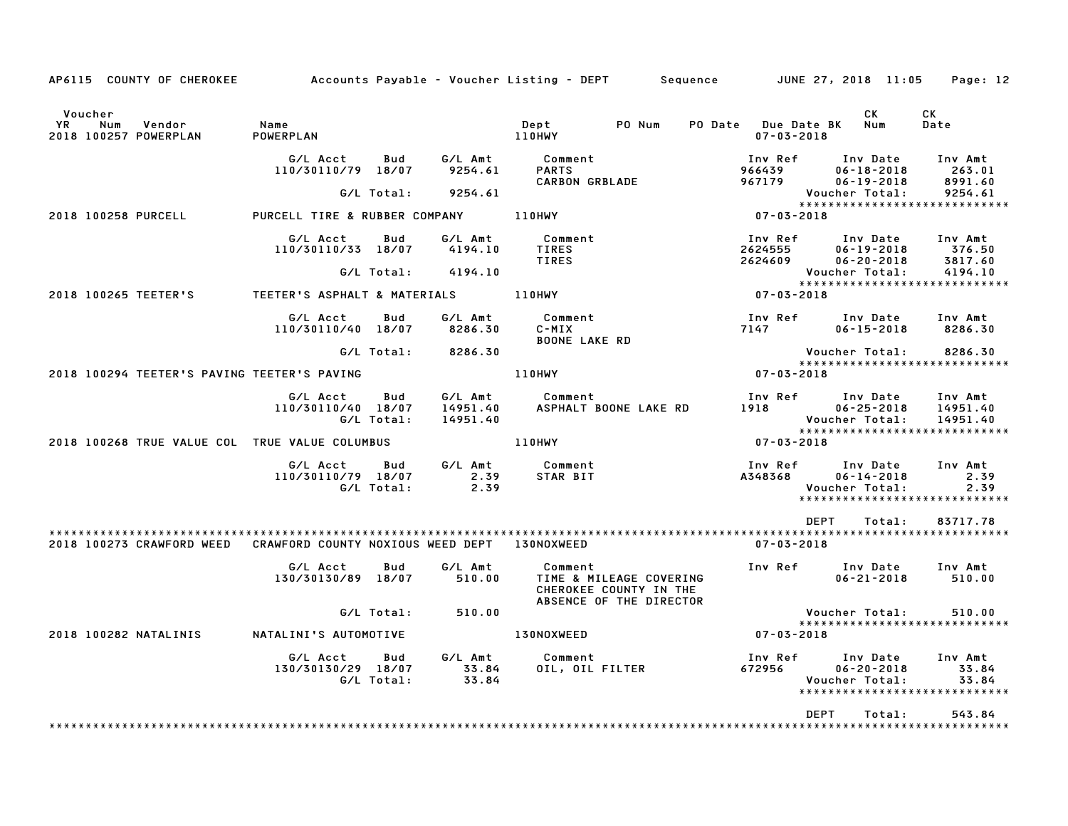AP6115 COUNTY OF CHEROKEE — Accounts Payable - Voucher Listing - DEPT — Sequence — JUNE 27, 2018 11:05

| Voucher YR Num Vendor | Name | | | Dept | PO Num | PO Date | Due Date BK | CK Num | CK Date |
|---|---|---|---|---|---|---|---|---|---|
| 2018 100257 POWERPLAN | POWERPLAN | | | 110HWY | | | 07-03-2018 | | |

| G/L Acct | Bud | G/L Amt | Comment | Inv Ref | Inv Date | Inv Amt |
|---|---|---|---|---|---|---|
| 110/30110/79 | 18/07 | 9254.61 | PARTS | 966439 | 06-18-2018 | 263.01 |
| | | | CARBON GRBLADE | 967179 | 06-19-2018 | 8991.60 |
| | G/L Total: | 9254.61 | | | Voucher Total: | 9254.61 |

| Voucher | Name | Dept | Due Date |
|---|---|---|---|
| 2018 100258 PURCELL | PURCELL TIRE & RUBBER COMPANY | 110HWY | 07-03-2018 |

| G/L Acct | Bud | G/L Amt | Comment | Inv Ref | Inv Date | Inv Amt |
|---|---|---|---|---|---|---|
| 110/30110/33 | 18/07 | 4194.10 | TIRES | 2624555 | 06-19-2018 | 376.50 |
| | | | TIRES | 2624609 | 06-20-2018 | 3817.60 |
| | G/L Total: | 4194.10 | | | Voucher Total: | 4194.10 |

| Voucher | Name | Dept | Due Date |
|---|---|---|---|
| 2018 100265 TEETER'S | TEETER'S ASPHALT & MATERIALS | 110HWY | 07-03-2018 |

| G/L Acct | Bud | G/L Amt | Comment | Inv Ref | Inv Date | Inv Amt |
|---|---|---|---|---|---|---|
| 110/30110/40 | 18/07 | 8286.30 | C-MIX | 7147 | 06-15-2018 | 8286.30 |
| | | | BOONE LAKE RD | | | |
| | G/L Total: | 8286.30 | | | Voucher Total: | 8286.30 |

| Voucher | Name | Dept | Due Date |
|---|---|---|---|
| 2018 100294 TEETER'S PAVING | TEETER'S PAVING | 110HWY | 07-03-2018 |

| G/L Acct | Bud | G/L Amt | Comment | Inv Ref | Inv Date | Inv Amt |
|---|---|---|---|---|---|---|
| 110/30110/40 | 18/07 | 14951.40 | ASPHALT BOONE LAKE RD | 1918 | 06-25-2018 | 14951.40 |
| | G/L Total: | 14951.40 | | | Voucher Total: | 14951.40 |

| Voucher | Name | Dept | Due Date |
|---|---|---|---|
| 2018 100268 TRUE VALUE COL | TRUE VALUE COLUMBUS | 110HWY | 07-03-2018 |

| G/L Acct | Bud | G/L Amt | Comment | Inv Ref | Inv Date | Inv Amt |
|---|---|---|---|---|---|---|
| 110/30110/79 | 18/07 | 2.39 | STAR BIT | A348368 | 06-14-2018 | 2.39 |
| | G/L Total: | 2.39 | | | Voucher Total: | 2.39 |

DEPT Total: 83717.78

| Voucher | Name | Dept | Due Date |
|---|---|---|---|
| 2018 100273 CRAWFORD WEED | CRAWFORD COUNTY NOXIOUS WEED DEPT | 130NOXWEED | 07-03-2018 |

| G/L Acct | Bud | G/L Amt | Comment | Inv Ref | Inv Date | Inv Amt |
|---|---|---|---|---|---|---|
| 130/30130/89 | 18/07 | 510.00 | TIME & MILEAGE COVERING CHEROKEE COUNTY IN THE ABSENCE OF THE DIRECTOR | | 06-21-2018 | 510.00 |
| | G/L Total: | 510.00 | | | Voucher Total: | 510.00 |

| Voucher | Name | Dept | Due Date |
|---|---|---|---|
| 2018 100282 NATALINIS | NATALINI'S AUTOMOTIVE | 130NOXWEED | 07-03-2018 |

| G/L Acct | Bud | G/L Amt | Comment | Inv Ref | Inv Date | Inv Amt |
|---|---|---|---|---|---|---|
| 130/30130/29 | 18/07 | 33.84 | OIL, OIL FILTER | 672956 | 06-20-2018 | 33.84 |
| | G/L Total: | 33.84 | | | Voucher Total: | 33.84 |

DEPT Total: 543.84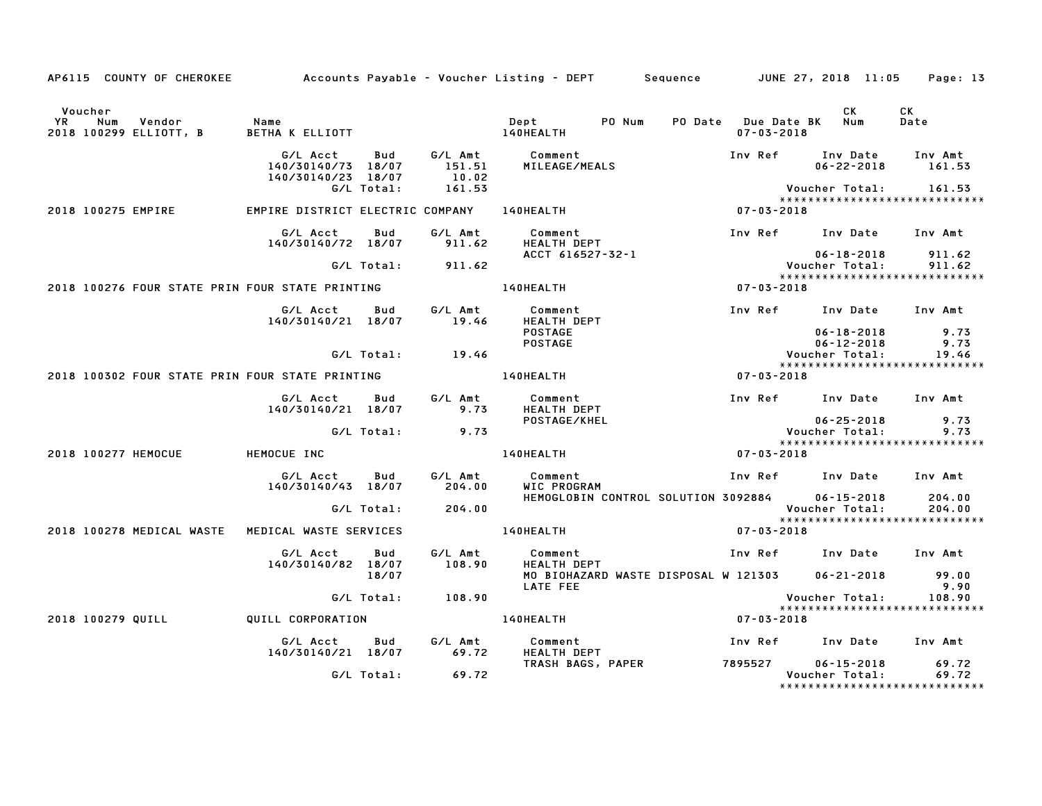AP6115 COUNTY OF CHEROKEE    Accounts Payable - Voucher Listing - DEPT    Sequence    JUNE 27, 2018 11:05

| Voucher YR | Num | Vendor | Name | Dept | PO Num | PO Date | Due Date BK | CK Num | CK Date |
|---|---|---|---|---|---|---|---|---|---|
| 2018 | 100299 | ELLIOTT, B | BETHA K ELLIOTT | 140HEALTH | | | 07-03-2018 | | |

| G/L Acct | Bud | G/L Amt | Comment | Inv Ref | Inv Date | Inv Amt |
|---|---|---|---|---|---|---|
| 140/30140/73 | 18/07 | 151.51 | MILEAGE/MEALS | | 06-22-2018 | 161.53 |
| 140/30140/23 | 18/07 | 10.02 | | | | |
| G/L Total: | | 161.53 | | | Voucher Total: | 161.53 |

*****************************

| Voucher YR | Num | Vendor | Name | Dept | PO Num | PO Date | Due Date BK | CK Num | CK Date |
|---|---|---|---|---|---|---|---|---|---|
| 2018 | 100275 | EMPIRE | EMPIRE DISTRICT ELECTRIC COMPANY | 140HEALTH | | | 07-03-2018 | | |

| G/L Acct | Bud | G/L Amt | Comment | Inv Ref | Inv Date | Inv Amt |
|---|---|---|---|---|---|---|
| 140/30140/72 | 18/07 | 911.62 | HEALTH DEPT | | | |
| | | | ACCT 616527-32-1 | | 06-18-2018 | 911.62 |
| G/L Total: | | 911.62 | | | Voucher Total: | 911.62 |

*****************************

| Voucher YR | Num | Vendor | Name | Dept | PO Num | PO Date | Due Date BK | CK Num | CK Date |
|---|---|---|---|---|---|---|---|---|---|
| 2018 | 100276 | FOUR STATE PRIN | FOUR STATE PRINTING | 140HEALTH | | | 07-03-2018 | | |

| G/L Acct | Bud | G/L Amt | Comment | Inv Ref | Inv Date | Inv Amt |
|---|---|---|---|---|---|---|
| 140/30140/21 | 18/07 | 19.46 | HEALTH DEPT | | | |
| | | | POSTAGE | | 06-18-2018 | 9.73 |
| | | | POSTAGE | | 06-12-2018 | 9.73 |
| G/L Total: | | 19.46 | | | Voucher Total: | 19.46 |

*****************************

| Voucher YR | Num | Vendor | Name | Dept | PO Num | PO Date | Due Date BK | CK Num | CK Date |
|---|---|---|---|---|---|---|---|---|---|
| 2018 | 100302 | FOUR STATE PRIN | FOUR STATE PRINTING | 140HEALTH | | | 07-03-2018 | | |

| G/L Acct | Bud | G/L Amt | Comment | Inv Ref | Inv Date | Inv Amt |
|---|---|---|---|---|---|---|
| 140/30140/21 | 18/07 | 9.73 | HEALTH DEPT | | | |
| | | | POSTAGE/KHEL | | 06-25-2018 | 9.73 |
| G/L Total: | | 9.73 | | | Voucher Total: | 9.73 |

*****************************

| Voucher YR | Num | Vendor | Name | Dept | PO Num | PO Date | Due Date BK | CK Num | CK Date |
|---|---|---|---|---|---|---|---|---|---|
| 2018 | 100277 | HEMOCUE | HEMOCUE INC | 140HEALTH | | | 07-03-2018 | | |

| G/L Acct | Bud | G/L Amt | Comment | Inv Ref | Inv Date | Inv Amt |
|---|---|---|---|---|---|---|
| 140/30140/43 | 18/07 | 204.00 | WIC PROGRAM | | | |
| | | | HEMOGLOBIN CONTROL SOLUTION | 3092884 | 06-15-2018 | 204.00 |
| G/L Total: | | 204.00 | | | Voucher Total: | 204.00 |

*****************************

| Voucher YR | Num | Vendor | Name | Dept | PO Num | PO Date | Due Date BK | CK Num | CK Date |
|---|---|---|---|---|---|---|---|---|---|
| 2018 | 100278 | MEDICAL WASTE | MEDICAL WASTE SERVICES | 140HEALTH | | | 07-03-2018 | | |

| G/L Acct | Bud | G/L Amt | Comment | Inv Ref | Inv Date | Inv Amt |
|---|---|---|---|---|---|---|
| 140/30140/82 | 18/07 | 108.90 | HEALTH DEPT | | | |
| | 18/07 | | MO BIOHAZARD WASTE DISPOSAL W | 121303 | 06-21-2018 | 99.00 |
| | | | LATE FEE | | | 9.90 |
| G/L Total: | | 108.90 | | | Voucher Total: | 108.90 |

*****************************

| Voucher YR | Num | Vendor | Name | Dept | PO Num | PO Date | Due Date BK | CK Num | CK Date |
|---|---|---|---|---|---|---|---|---|---|
| 2018 | 100279 | QUILL | QUILL CORPORATION | 140HEALTH | | | 07-03-2018 | | |

| G/L Acct | Bud | G/L Amt | Comment | Inv Ref | Inv Date | Inv Amt |
|---|---|---|---|---|---|---|
| 140/30140/21 | 18/07 | 69.72 | HEALTH DEPT | | | |
| | | | TRASH BAGS, PAPER | 7895527 | 06-15-2018 | 69.72 |
| G/L Total: | | 69.72 | | | Voucher Total: | 69.72 |

*****************************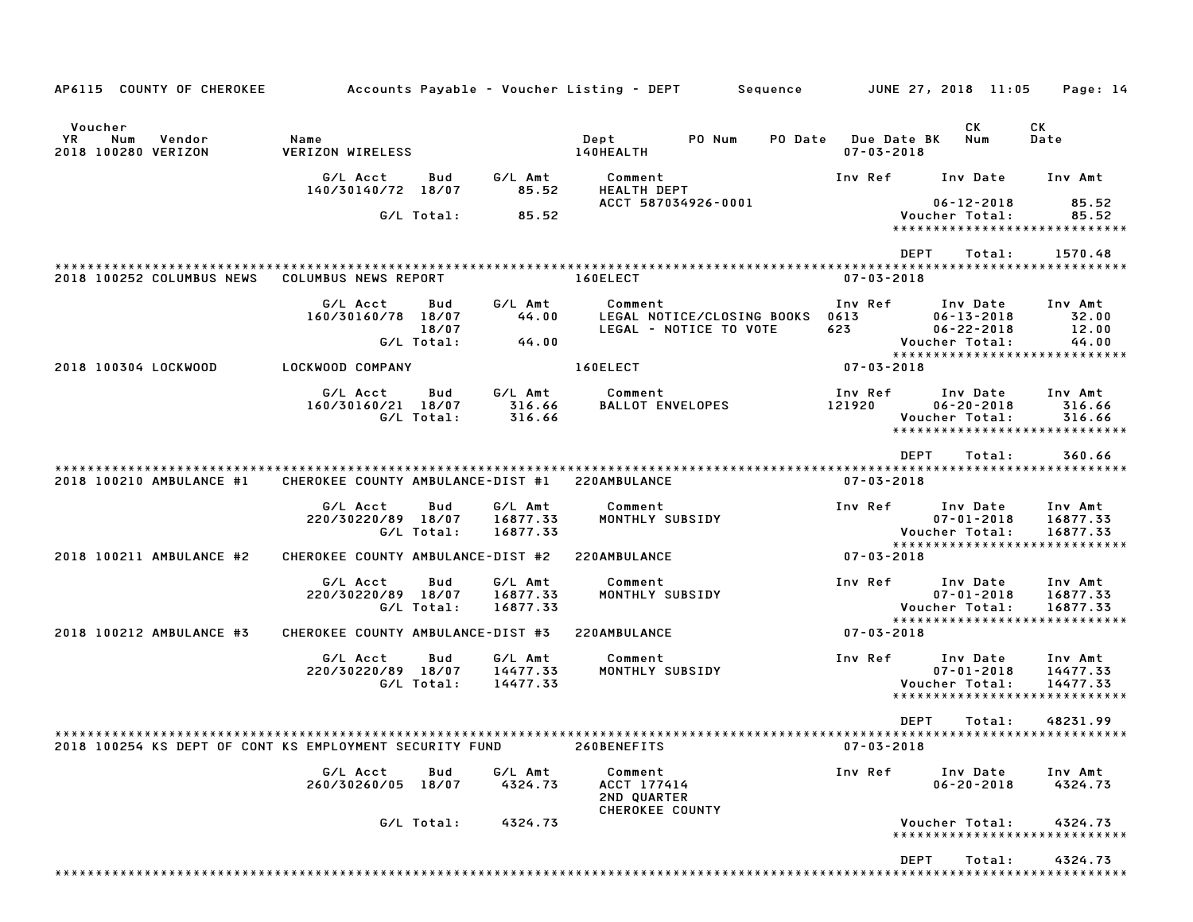AP6115 COUNTY OF CHEROKEE — Accounts Payable - Voucher Listing - DEPT — Sequence — JUNE 27, 2018 11:05

| Voucher YR | Num | Vendor | Name | Dept | PO Num | PO Date | Due Date BK | CK Num | CK Date |
|---|---|---|---|---|---|---|---|---|---|
| 2018 | 100280 | VERIZON | VERIZON WIRELESS | 140HEALTH | | | 07-03-2018 | | |

| G/L Acct | Bud | G/L Amt | Comment | Inv Ref | Inv Date | Inv Amt |
|---|---|---|---|---|---|---|
| 140/30140/72 | 18/07 | 85.52 | HEALTH DEPT | | | |
| | | | ACCT 587034926-0001 | | 06-12-2018 | 85.52 |
| | G/L Total: | 85.52 | | | Voucher Total: | 85.52 |

DEPT Total: 1570.48

| Voucher YR | Num | Vendor | Name | Dept | Due Date BK |
|---|---|---|---|---|---|
| 2018 | 100252 | COLUMBUS NEWS | COLUMBUS NEWS REPORT | 160ELECT | 07-03-2018 |

| G/L Acct | Bud | G/L Amt | Comment | Inv Ref | Inv Date | Inv Amt |
|---|---|---|---|---|---|---|
| 160/30160/78 | 18/07 | 44.00 | LEGAL NOTICE/CLOSING BOOKS | 0613 | 06-13-2018 | 32.00 |
| | 18/07 | | LEGAL - NOTICE TO VOTE | 623 | 06-22-2018 | 12.00 |
| | G/L Total: | 44.00 | | | Voucher Total: | 44.00 |

| Voucher YR | Num | Vendor | Name | Dept | Due Date BK |
|---|---|---|---|---|---|
| 2018 | 100304 | LOCKWOOD | LOCKWOOD COMPANY | 160ELECT | 07-03-2018 |

| G/L Acct | Bud | G/L Amt | Comment | Inv Ref | Inv Date | Inv Amt |
|---|---|---|---|---|---|---|
| 160/30160/21 | 18/07 | 316.66 | BALLOT ENVELOPES | 121920 | 06-20-2018 | 316.66 |
| | G/L Total: | 316.66 | | | Voucher Total: | 316.66 |

DEPT Total: 360.66

| Voucher YR | Num | Vendor | Name | Dept | Due Date BK |
|---|---|---|---|---|---|
| 2018 | 100210 | AMBULANCE #1 | CHEROKEE COUNTY AMBULANCE-DIST #1 | 220AMBULANCE | 07-03-2018 |

| G/L Acct | Bud | G/L Amt | Comment | Inv Ref | Inv Date | Inv Amt |
|---|---|---|---|---|---|---|
| 220/30220/89 | 18/07 | 16877.33 | MONTHLY SUBSIDY | | 07-01-2018 | 16877.33 |
| | G/L Total: | 16877.33 | | | Voucher Total: | 16877.33 |

| Voucher YR | Num | Vendor | Name | Dept | Due Date BK |
|---|---|---|---|---|---|
| 2018 | 100211 | AMBULANCE #2 | CHEROKEE COUNTY AMBULANCE-DIST #2 | 220AMBULANCE | 07-03-2018 |

| G/L Acct | Bud | G/L Amt | Comment | Inv Ref | Inv Date | Inv Amt |
|---|---|---|---|---|---|---|
| 220/30220/89 | 18/07 | 16877.33 | MONTHLY SUBSIDY | | 07-01-2018 | 16877.33 |
| | G/L Total: | 16877.33 | | | Voucher Total: | 16877.33 |

| Voucher YR | Num | Vendor | Name | Dept | Due Date BK |
|---|---|---|---|---|---|
| 2018 | 100212 | AMBULANCE #3 | CHEROKEE COUNTY AMBULANCE-DIST #3 | 220AMBULANCE | 07-03-2018 |

| G/L Acct | Bud | G/L Amt | Comment | Inv Ref | Inv Date | Inv Amt |
|---|---|---|---|---|---|---|
| 220/30220/89 | 18/07 | 14477.33 | MONTHLY SUBSIDY | | 07-01-2018 | 14477.33 |
| | G/L Total: | 14477.33 | | | Voucher Total: | 14477.33 |

DEPT Total: 48231.99

| Voucher YR | Num | Vendor | Name | Dept | Due Date BK |
|---|---|---|---|---|---|
| 2018 | 100254 | KS DEPT OF CONT | KS EMPLOYMENT SECURITY FUND | 260BENEFITS | 07-03-2018 |

| G/L Acct | Bud | G/L Amt | Comment | Inv Ref | Inv Date | Inv Amt |
|---|---|---|---|---|---|---|
| 260/30260/05 | 18/07 | 4324.73 | ACCT 177414 | | 06-20-2018 | 4324.73 |
| | | | 2ND QUARTER | | | |
| | | | CHEROKEE COUNTY | | | |
| | G/L Total: | 4324.73 | | | Voucher Total: | 4324.73 |

DEPT Total: 4324.73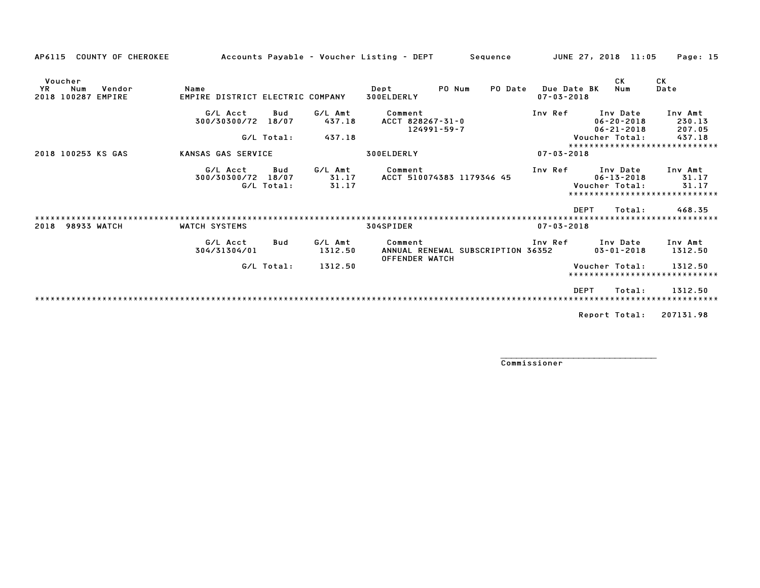AP6115 COUNTY OF CHEROKEE Accounts Payable - Voucher Listing - DEPT Sequence JUNE 27, 2018 11:05

| Voucher YR | Num | Vendor | Name | Dept | PO Num | PO Date | Due Date BK | CK Num | CK Date |
|---|---|---|---|---|---|---|---|---|---|
| 2018 | 100287 | EMPIRE | EMPIRE DISTRICT ELECTRIC COMPANY | 300ELDERLY | | | 07-03-2018 | | |

| G/L Acct | Bud | G/L Amt | Comment | Inv Ref | Inv Date | Inv Amt |
|---|---|---|---|---|---|---|
| 300/30300/72 | 18/07 | 437.18 | ACCT 828267-31-0 | | 06-20-2018 | 230.13 |
| | | | 124991-59-7 | | 06-21-2018 | 207.05 |
| | G/L Total: | 437.18 | | | Voucher Total: | 437.18 |

****************************

| Voucher YR | Num | Vendor | Name | Dept | PO Num | PO Date | Due Date BK | CK Num | CK Date |
|---|---|---|---|---|---|---|---|---|---|
| 2018 | 100253 | KS GAS | KANSAS GAS SERVICE | 300ELDERLY | | | 07-03-2018 | | |

| G/L Acct | Bud | G/L Amt | Comment | Inv Ref | Inv Date | Inv Amt |
|---|---|---|---|---|---|---|
| 300/30300/72 | 18/07 | 31.17 | ACCT 510074383 1179346 45 | | 06-13-2018 | 31.17 |
| | G/L Total: | 31.17 | | | Voucher Total: | 31.17 |

****************************

DEPT Total: 468.35

****************************************************************************************************************************************

| Voucher YR | Num | Vendor | Name | Dept | PO Num | PO Date | Due Date BK | CK Num | CK Date |
|---|---|---|---|---|---|---|---|---|---|
| 2018 | 98933 | WATCH | WATCH SYSTEMS | 304SPIDER | | | 07-03-2018 | | |

| G/L Acct | Bud | G/L Amt | Comment | Inv Ref | Inv Date | Inv Amt |
|---|---|---|---|---|---|---|
| 304/31304/01 | | 1312.50 | ANNUAL RENEWAL SUBSCRIPTION OFFENDER WATCH | 36352 | 03-01-2018 | 1312.50 |
| | G/L Total: | 1312.50 | | | Voucher Total: | 1312.50 |

****************************

DEPT Total: 1312.50

****************************************************************************************************************************************

Report Total: 207131.98

________________________________
Commissioner